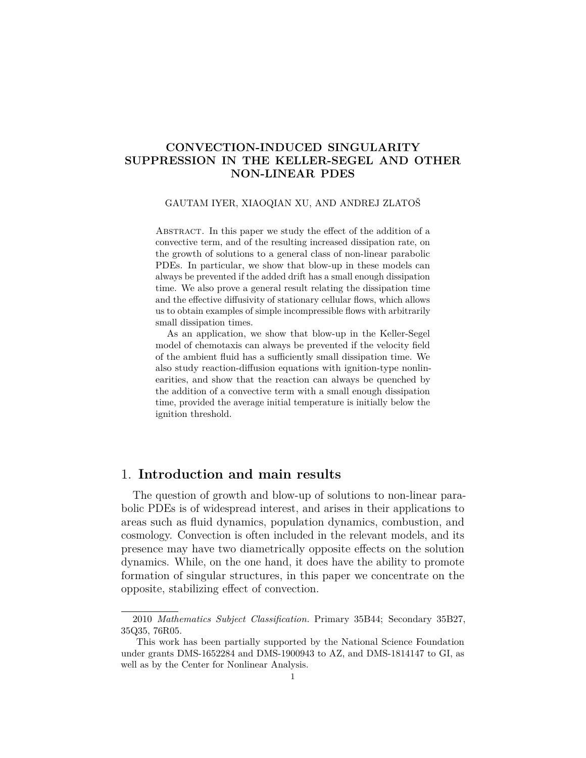# CONVECTION-INDUCED SINGULARITY SUPPRESSION IN THE KELLER-SEGEL AND OTHER NON-LINEAR PDES

GAUTAM IYER, XIAOQIAN XU, AND ANDREJ ZLATOŠ

Abstract. In this paper we study the effect of the addition of a convective term, and of the resulting increased dissipation rate, on the growth of solutions to a general class of non-linear parabolic PDEs. In particular, we show that blow-up in these models can always be prevented if the added drift has a small enough dissipation time. We also prove a general result relating the dissipation time and the effective diffusivity of stationary cellular flows, which allows us to obtain examples of simple incompressible flows with arbitrarily small dissipation times.

As an application, we show that blow-up in the Keller-Segel model of chemotaxis can always be prevented if the velocity field of the ambient fluid has a sufficiently small dissipation time. We also study reaction-diffusion equations with ignition-type nonlinearities, and show that the reaction can always be quenched by the addition of a convective term with a small enough dissipation time, provided the average initial temperature is initially below the ignition threshold.

## 1. Introduction and main results

The question of growth and blow-up of solutions to non-linear parabolic PDEs is of widespread interest, and arises in their applications to areas such as fluid dynamics, population dynamics, combustion, and cosmology. Convection is often included in the relevant models, and its presence may have two diametrically opposite effects on the solution dynamics. While, on the one hand, it does have the ability to promote formation of singular structures, in this paper we concentrate on the opposite, stabilizing effect of convection.

---

2010 *Mathematics Subject Classification.* Primary 35B44; Secondary 35B27, 35Q35, 76R05.

This work has been partially supported by the National Science Foundation under grants DMS-1652284 and DMS-1900943 to AZ, and DMS-1814147 to GI, as well as by the Center for Nonlinear Analysis.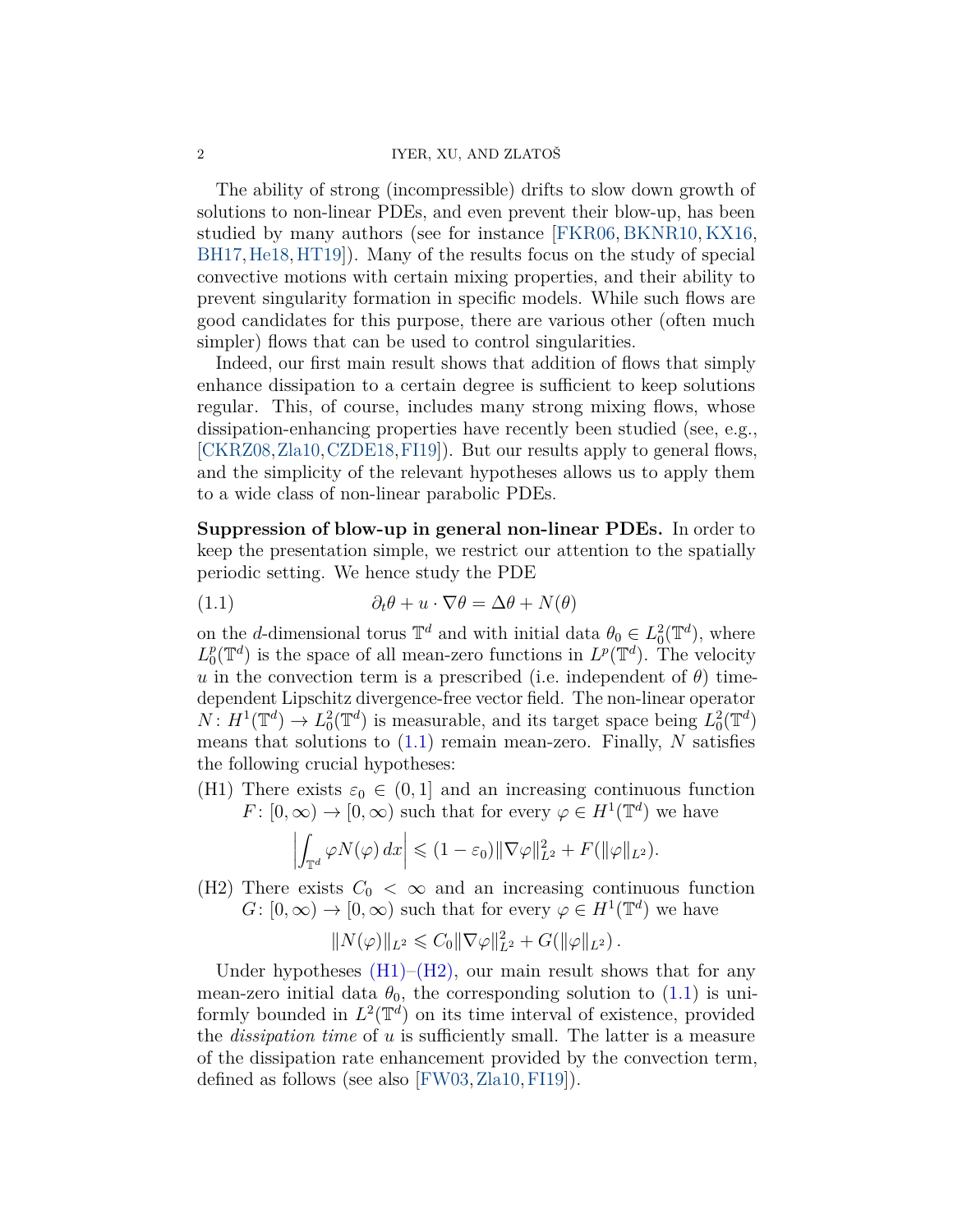The ability of strong (incompressible) drifts to slow down growth of solutions to non-linear PDEs, and even prevent their blow-up, has been studied by many authors (see for instance [FKR06, BKNR10, KX16, BH17, He18, HT19]). Many of the results focus on the study of special convective motions with certain mixing properties, and their ability to prevent singularity formation in specific models. While such flows are good candidates for this purpose, there are various other (often much simpler) flows that can be used to control singularities.

Indeed, our first main result shows that addition of flows that simply enhance dissipation to a certain degree is sufficient to keep solutions regular. This, of course, includes many strong mixing flows, whose dissipation-enhancing properties have recently been studied (see, e.g., [CKRZ08, Zla10, CZDE18, FI19]). But our results apply to general flows, and the simplicity of the relevant hypotheses allows us to apply them to a wide class of non-linear parabolic PDEs.

**Suppression of blow-up in general non-linear PDEs.** In order to keep the presentation simple, we restrict our attention to the spatially periodic setting. We hence study the PDE

$$\partial_t \theta + u \cdot \nabla \theta = \Delta \theta + N(\theta) \tag{1.1}$$

on the $d$-dimensional torus $\mathbb{T}^d$ and with initial data $\theta_0 \in L^2_0(\mathbb{T}^d)$, where $L^p_0(\mathbb{T}^d)$ is the space of all mean-zero functions in $L^p(\mathbb{T}^d)$. The velocity $u$ in the convection term is a prescribed (i.e. independent of $\theta$) time-dependent Lipschitz divergence-free vector field. The non-linear operator $N\colon H^1(\mathbb{T}^d) \to L^2_0(\mathbb{T}^d)$ is measurable, and its target space being $L^2_0(\mathbb{T}^d)$ means that solutions to (1.1) remain mean-zero. Finally, $N$ satisfies the following crucial hypotheses:

(H1) There exists $\varepsilon_0 \in (0, 1]$ and an increasing continuous function $F\colon [0, \infty) \to [0, \infty)$ such that for every $\varphi \in H^1(\mathbb{T}^d)$ we have

$$\left| \int_{\mathbb{T}^d} \varphi N(\varphi)\, dx \right| \leqslant (1 - \varepsilon_0) \|\nabla \varphi\|^2_{L^2} + F(\|\varphi\|_{L^2}).$$

(H2) There exists $C_0 < \infty$ and an increasing continuous function $G\colon [0, \infty) \to [0, \infty)$ such that for every $\varphi \in H^1(\mathbb{T}^d)$ we have

$$\|N(\varphi)\|_{L^2} \leqslant C_0 \|\nabla \varphi\|^2_{L^2} + G(\|\varphi\|_{L^2})\,.$$

Under hypotheses (H1)–(H2), our main result shows that for any mean-zero initial data $\theta_0$, the corresponding solution to (1.1) is uniformly bounded in $L^2(\mathbb{T}^d)$ on its time interval of existence, provided the *dissipation time* of $u$ is sufficiently small. The latter is a measure of the dissipation rate enhancement provided by the convection term, defined as follows (see also [FW03, Zla10, FI19]).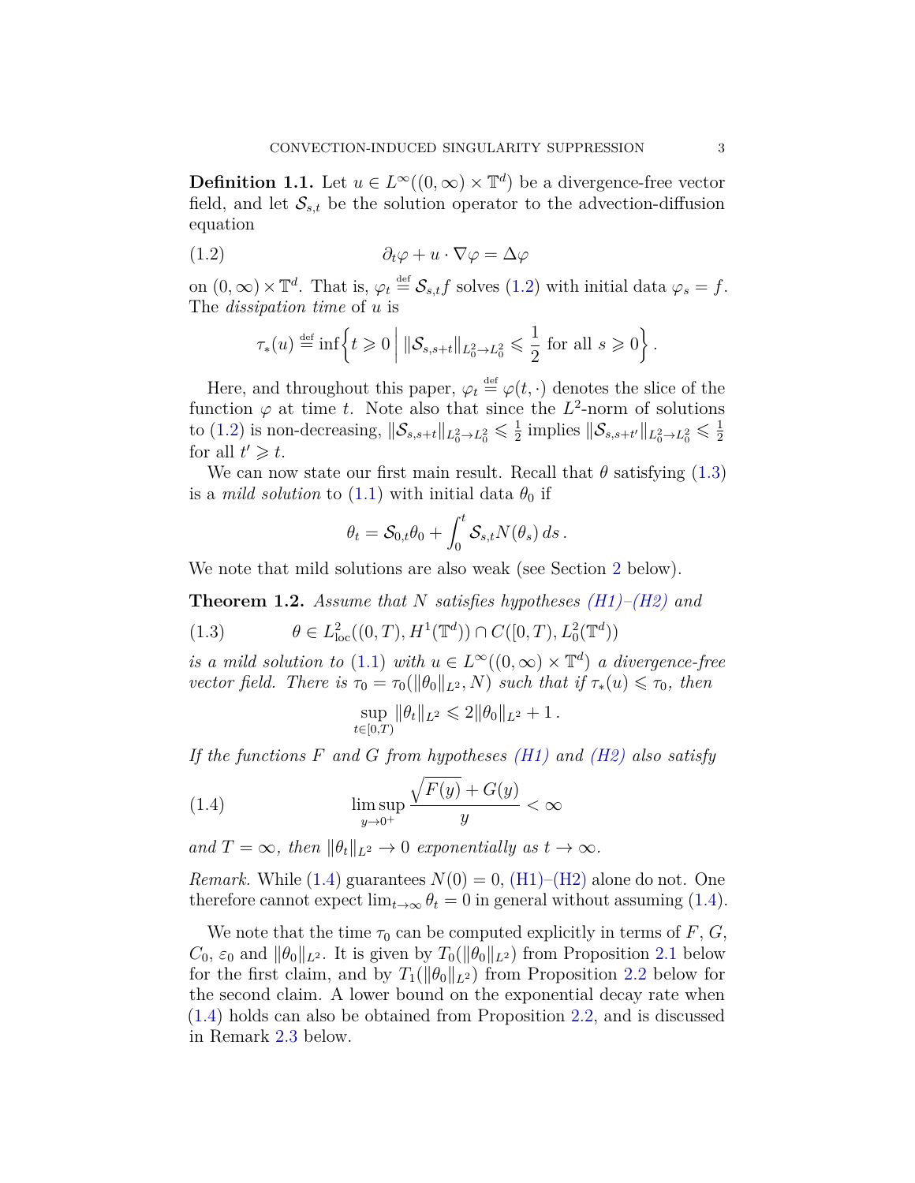**Definition 1.1.** Let $u \in L^\infty((0,\infty) \times \mathbb{T}^d)$ be a divergence-free vector field, and let $\mathcal{S}_{s,t}$ be the solution operator to the advection-diffusion equation

$$\partial_t \varphi + u \cdot \nabla \varphi = \Delta \varphi \tag{1.2}$$

on $(0,\infty) \times \mathbb{T}^d$. That is, $\varphi_t \stackrel{\text{def}}{=} \mathcal{S}_{s,t} f$ solves (1.2) with initial data $\varphi_s = f$. The *dissipation time* of $u$ is

$$\tau_*(u) \stackrel{\text{def}}{=} \inf\Big\{ t \geqslant 0 \;\Big|\; \|\mathcal{S}_{s,s+t}\|_{L^2_0 \to L^2_0} \leqslant \frac{1}{2} \text{ for all } s \geqslant 0 \Big\}.$$

Here, and throughout this paper, $\varphi_t \stackrel{\text{def}}{=} \varphi(t,\cdot)$ denotes the slice of the function $\varphi$ at time $t$. Note also that since the $L^2$-norm of solutions to (1.2) is non-decreasing, $\|\mathcal{S}_{s,s+t}\|_{L^2_0 \to L^2_0} \leqslant \frac{1}{2}$ implies $\|\mathcal{S}_{s,s+t'}\|_{L^2_0 \to L^2_0} \leqslant \frac{1}{2}$ for all $t' \geqslant t$.

We can now state our first main result. Recall that $\theta$ satisfying (1.3) is a *mild solution* to (1.1) with initial data $\theta_0$ if

$$\theta_t = \mathcal{S}_{0,t}\theta_0 + \int_0^t \mathcal{S}_{s,t} N(\theta_s)\, ds\,.$$

We note that mild solutions are also weak (see Section 2 below).

**Theorem 1.2.** *Assume that $N$ satisfies hypotheses (H1)–(H2) and*

$$\theta \in L^2_{\text{loc}}((0,T), H^1(\mathbb{T}^d)) \cap C([0,T), L^2_0(\mathbb{T}^d)) \tag{1.3}$$

*is a mild solution to (1.1) with $u \in L^\infty((0,\infty) \times \mathbb{T}^d)$ a divergence-free vector field. There is $\tau_0 = \tau_0(\|\theta_0\|_{L^2}, N)$ such that if $\tau_*(u) \leqslant \tau_0$, then*

$$\sup_{t \in [0,T)} \|\theta_t\|_{L^2} \leqslant 2\|\theta_0\|_{L^2} + 1\,.$$

*If the functions $F$ and $G$ from hypotheses (H1) and (H2) also satisfy*

$$\limsup_{y \to 0^+} \frac{\sqrt{F(y)} + G(y)}{y} < \infty \tag{1.4}$$

*and $T = \infty$, then $\|\theta_t\|_{L^2} \to 0$ exponentially as $t \to \infty$.*

*Remark.* While (1.4) guarantees $N(0) = 0$, (H1)–(H2) alone do not. One therefore cannot expect $\lim_{t\to\infty} \theta_t = 0$ in general without assuming (1.4).

We note that the time $\tau_0$ can be computed explicitly in terms of $F$, $G$, $C_0$, $\varepsilon_0$ and $\|\theta_0\|_{L^2}$. It is given by $T_0(\|\theta_0\|_{L^2})$ from Proposition 2.1 below for the first claim, and by $T_1(\|\theta_0\|_{L^2})$ from Proposition 2.2 below for the second claim. A lower bound on the exponential decay rate when (1.4) holds can also be obtained from Proposition 2.2, and is discussed in Remark 2.3 below.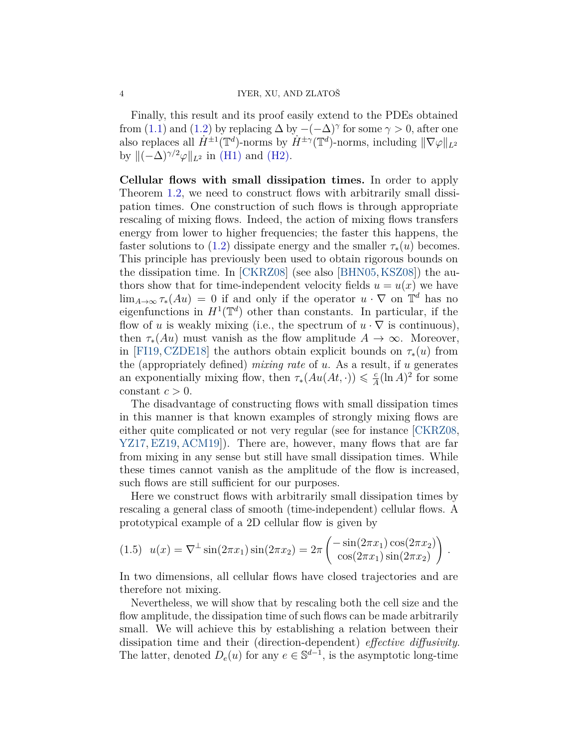Finally, this result and its proof easily extend to the PDEs obtained from (1.1) and (1.2) by replacing $\Delta$ by $-(-\Delta)^\gamma$ for some $\gamma > 0$, after one also replaces all $\dot{H}^{\pm 1}(\mathbb{T}^d)$-norms by $\dot{H}^{\pm\gamma}(\mathbb{T}^d)$-norms, including $\|\nabla\varphi\|_{L^2}$ by $\|(-\Delta)^{\gamma/2}\varphi\|_{L^2}$ in (H1) and (H2).

**Cellular flows with small dissipation times.** In order to apply Theorem 1.2, we need to construct flows with arbitrarily small dissipation times. One construction of such flows is through appropriate rescaling of mixing flows. Indeed, the action of mixing flows transfers energy from lower to higher frequencies; the faster this happens, the faster solutions to (1.2) dissipate energy and the smaller $\tau_*(u)$ becomes. This principle has previously been used to obtain rigorous bounds on the dissipation time. In [CKRZ08] (see also [BHN05, KSZ08]) the authors show that for time-independent velocity fields $u = u(x)$ we have $\lim_{A\to\infty} \tau_*(Au) = 0$ if and only if the operator $u \cdot \nabla$ on $\mathbb{T}^d$ has no eigenfunctions in $H^1(\mathbb{T}^d)$ other than constants. In particular, if the flow of $u$ is weakly mixing (i.e., the spectrum of $u \cdot \nabla$ is continuous), then $\tau_*(Au)$ must vanish as the flow amplitude $A \to \infty$. Moreover, in [FI19, CZDE18] the authors obtain explicit bounds on $\tau_*(u)$ from the (appropriately defined) *mixing rate* of $u$. As a result, if $u$ generates an exponentially mixing flow, then $\tau_*(Au(At,\cdot)) \leqslant \frac{c}{A}(\ln A)^2$ for some constant $c > 0$.

The disadvantage of constructing flows with small dissipation times in this manner is that known examples of strongly mixing flows are either quite complicated or not very regular (see for instance [CKRZ08, YZ17, EZ19, ACM19]). There are, however, many flows that are far from mixing in any sense but still have small dissipation times. While these times cannot vanish as the amplitude of the flow is increased, such flows are still sufficient for our purposes.

Here we construct flows with arbitrarily small dissipation times by rescaling a general class of smooth (time-independent) cellular flows. A prototypical example of a 2D cellular flow is given by

$$u(x) = \nabla^\perp \sin(2\pi x_1)\sin(2\pi x_2) = 2\pi \begin{pmatrix} -\sin(2\pi x_1)\cos(2\pi x_2) \\ \cos(2\pi x_1)\sin(2\pi x_2) \end{pmatrix}. \tag{1.5}$$

In two dimensions, all cellular flows have closed trajectories and are therefore not mixing.

Nevertheless, we will show that by rescaling both the cell size and the flow amplitude, the dissipation time of such flows can be made arbitrarily small. We will achieve this by establishing a relation between their dissipation time and their (direction-dependent) *effective diffusivity*. The latter, denoted $D_e(u)$ for any $e \in \mathbb{S}^{d-1}$, is the asymptotic long-time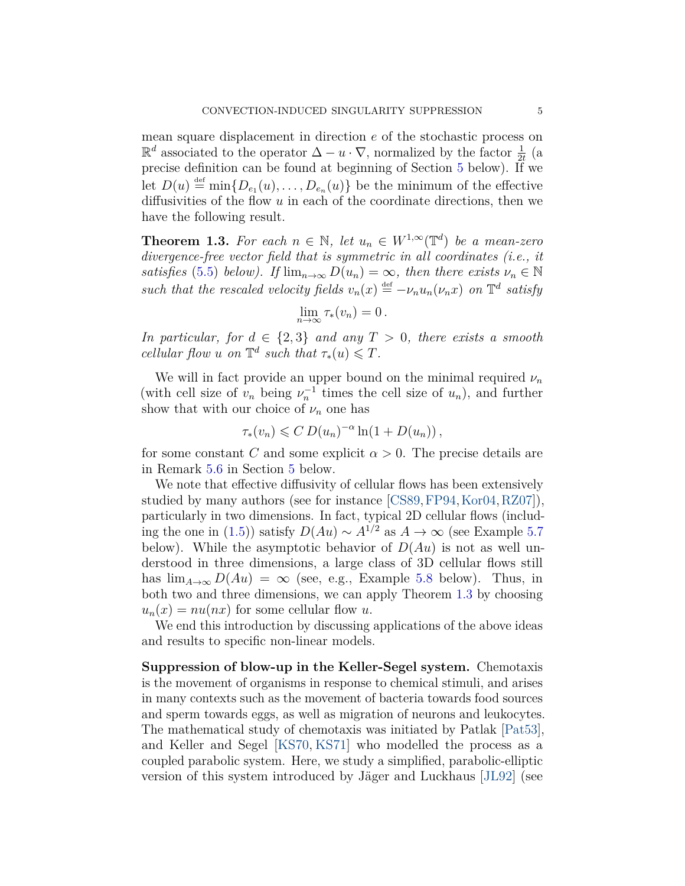mean square displacement in direction $e$ of the stochastic process on $\mathbb{R}^d$ associated to the operator $\Delta - u \cdot \nabla$, normalized by the factor $\frac{1}{2t}$ (a precise definition can be found at beginning of Section 5 below). If we let $D(u) \stackrel{\text{def}}{=} \min\{D_{e_1}(u), \ldots, D_{e_n}(u)\}$ be the minimum of the effective diffusivities of the flow $u$ in each of the coordinate directions, then we have the following result.

**Theorem 1.3.** *For each $n \in \mathbb{N}$, let $u_n \in W^{1,\infty}(\mathbb{T}^d)$ be a mean-zero divergence-free vector field that is symmetric in all coordinates (i.e., it satisfies (5.5) below). If $\lim_{n\to\infty} D(u_n) = \infty$, then there exists $\nu_n \in \mathbb{N}$ such that the rescaled velocity fields $v_n(x) \stackrel{\text{def}}{=} -\nu_n u_n(\nu_n x)$ on $\mathbb{T}^d$ satisfy*

$$\lim_{n\to\infty} \tau_*(v_n) = 0\,.$$

*In particular, for $d \in \{2, 3\}$ and any $T > 0$, there exists a smooth cellular flow $u$ on $\mathbb{T}^d$ such that $\tau_*(u) \leqslant T$.*

We will in fact provide an upper bound on the minimal required $\nu_n$ (with cell size of $v_n$ being $\nu_n^{-1}$ times the cell size of $u_n$), and further show that with our choice of $\nu_n$ one has

$$\tau_*(v_n) \leqslant C\, D(u_n)^{-\alpha} \ln(1 + D(u_n))\,,$$

for some constant $C$ and some explicit $\alpha > 0$. The precise details are in Remark 5.6 in Section 5 below.

We note that effective diffusivity of cellular flows has been extensively studied by many authors (see for instance [CS89, FP94, Kor04, RZ07]), particularly in two dimensions. In fact, typical 2D cellular flows (including the one in (1.5)) satisfy $D(Au) \sim A^{1/2}$ as $A \to \infty$ (see Example 5.7 below). While the asymptotic behavior of $D(Au)$ is not as well understood in three dimensions, a large class of 3D cellular flows still has $\lim_{A\to\infty} D(Au) = \infty$ (see, e.g., Example 5.8 below). Thus, in both two and three dimensions, we can apply Theorem 1.3 by choosing $u_n(x) = nu(nx)$ for some cellular flow $u$.

We end this introduction by discussing applications of the above ideas and results to specific non-linear models.

**Suppression of blow-up in the Keller-Segel system.** Chemotaxis is the movement of organisms in response to chemical stimuli, and arises in many contexts such as the movement of bacteria towards food sources and sperm towards eggs, as well as migration of neurons and leukocytes. The mathematical study of chemotaxis was initiated by Patlak [Pat53], and Keller and Segel [KS70, KS71] who modelled the process as a coupled parabolic system. Here, we study a simplified, parabolic-elliptic version of this system introduced by Jäger and Luckhaus [JL92] (see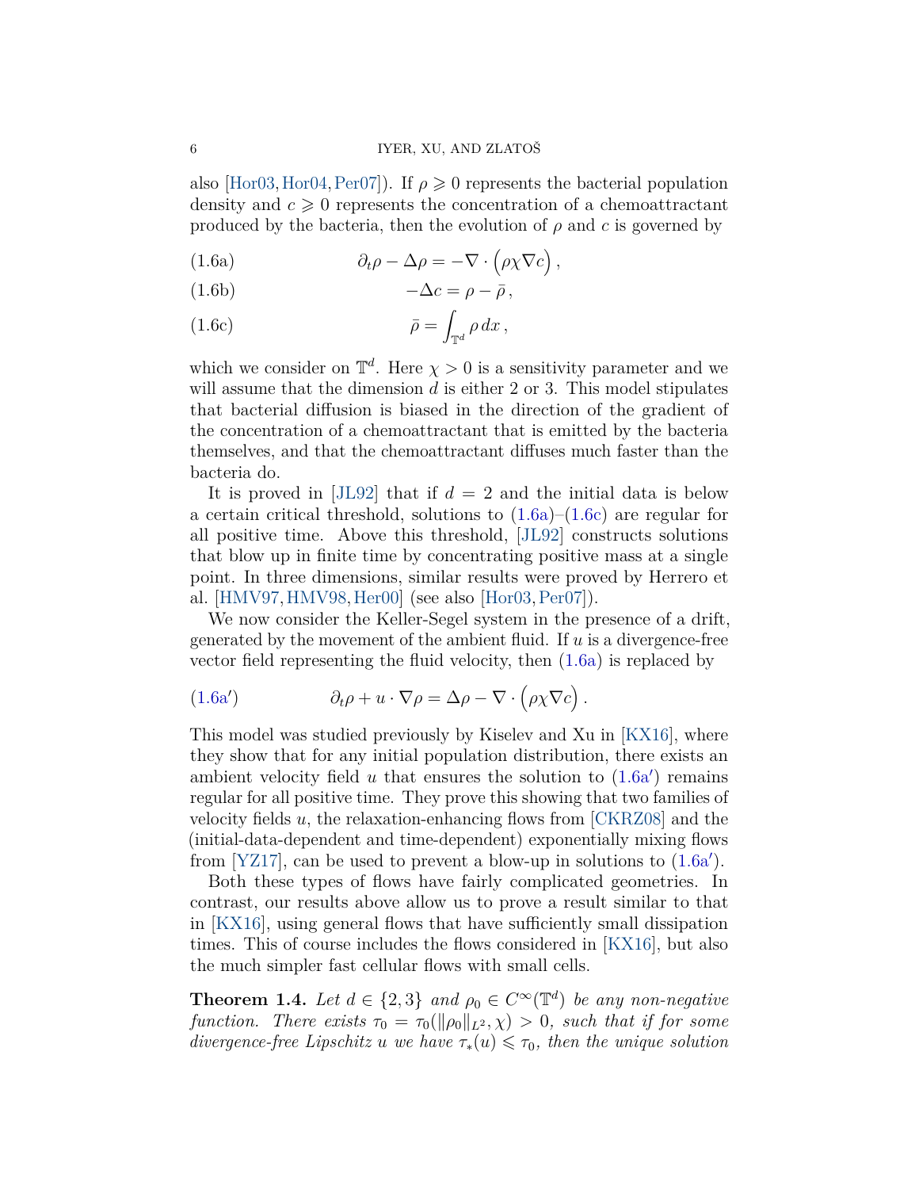also [Hor03, Hor04, Per07]). If $\rho \geqslant 0$ represents the bacterial population density and $c \geqslant 0$ represents the concentration of a chemoattractant produced by the bacteria, then the evolution of $\rho$ and $c$ is governed by

$$\partial_t \rho - \Delta \rho = -\nabla \cdot \Big( \rho \chi \nabla c \Big) \,, \tag{1.6a}$$

$$-\Delta c = \rho - \bar{\rho} \,, \tag{1.6b}$$

$$\bar{\rho} = \int_{\mathbb{T}^d} \rho \, dx \,, \tag{1.6c}$$

which we consider on $\mathbb{T}^d$. Here $\chi > 0$ is a sensitivity parameter and we will assume that the dimension $d$ is either 2 or 3. This model stipulates that bacterial diffusion is biased in the direction of the gradient of the concentration of a chemoattractant that is emitted by the bacteria themselves, and that the chemoattractant diffuses much faster than the bacteria do.

It is proved in [JL92] that if $d = 2$ and the initial data is below a certain critical threshold, solutions to (1.6a)–(1.6c) are regular for all positive time. Above this threshold, [JL92] constructs solutions that blow up in finite time by concentrating positive mass at a single point. In three dimensions, similar results were proved by Herrero et al. [HMV97, HMV98, Her00] (see also [Hor03, Per07]).

We now consider the Keller-Segel system in the presence of a drift, generated by the movement of the ambient fluid. If $u$ is a divergence-free vector field representing the fluid velocity, then (1.6a) is replaced by

$$\partial_t \rho + u \cdot \nabla \rho = \Delta \rho - \nabla \cdot \Big( \rho \chi \nabla c \Big) \,. \tag{1.6a$'$}$$

This model was studied previously by Kiselev and Xu in [KX16], where they show that for any initial population distribution, there exists an ambient velocity field $u$ that ensures the solution to (1.6a$'$) remains regular for all positive time. They prove this showing that two families of velocity fields $u$, the relaxation-enhancing flows from [CKRZ08] and the (initial-data-dependent and time-dependent) exponentially mixing flows from [YZ17], can be used to prevent a blow-up in solutions to (1.6a$'$).

Both these types of flows have fairly complicated geometries. In contrast, our results above allow us to prove a result similar to that in [KX16], using general flows that have sufficiently small dissipation times. This of course includes the flows considered in [KX16], but also the much simpler fast cellular flows with small cells.

**Theorem 1.4.** *Let $d \in \{2, 3\}$ and $\rho_0 \in C^\infty(\mathbb{T}^d)$ be any non-negative function. There exists $\tau_0 = \tau_0(\|\rho_0\|_{L^2}, \chi) > 0$, such that if for some divergence-free Lipschitz $u$ we have $\tau_*(u) \leqslant \tau_0$, then the unique solution*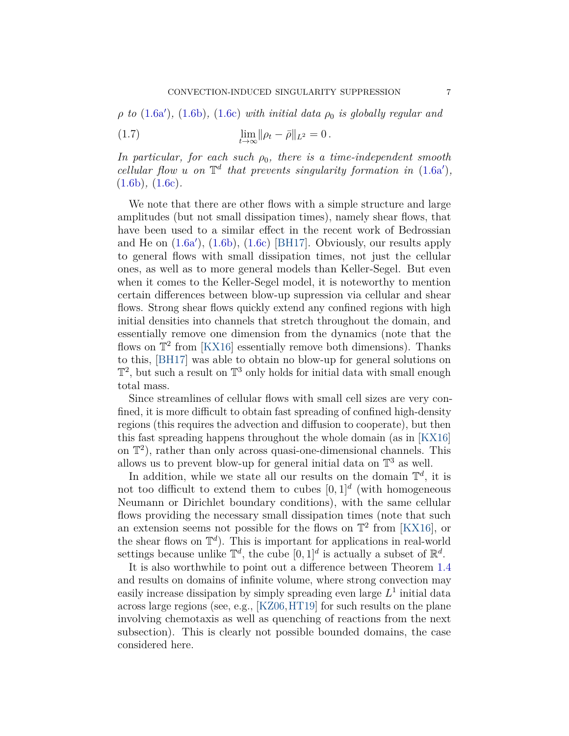*$\rho$ to (1.6a′), (1.6b), (1.6c) with initial data $\rho_0$ is globally regular and*

$$\lim_{t\to\infty} \|\rho_t - \bar{\rho}\|_{L^2} = 0\,. \tag{1.7}$$

*In particular, for each such $\rho_0$, there is a time-independent smooth cellular flow $u$ on $\mathbb{T}^d$ that prevents singularity formation in (1.6a′), (1.6b), (1.6c).*

We note that there are other flows with a simple structure and large amplitudes (but not small dissipation times), namely shear flows, that have been used to a similar effect in the recent work of Bedrossian and He on (1.6a′), (1.6b), (1.6c) [BH17]. Obviously, our results apply to general flows with small dissipation times, not just the cellular ones, as well as to more general models than Keller-Segel. But even when it comes to the Keller-Segel model, it is noteworthy to mention certain differences between blow-up supression via cellular and shear flows. Strong shear flows quickly extend any confined regions with high initial densities into channels that stretch throughout the domain, and essentially remove one dimension from the dynamics (note that the flows on $\mathbb{T}^2$ from [KX16] essentially remove both dimensions). Thanks to this, [BH17] was able to obtain no blow-up for general solutions on $\mathbb{T}^2$, but such a result on $\mathbb{T}^3$ only holds for initial data with small enough total mass.

Since streamlines of cellular flows with small cell sizes are very confined, it is more difficult to obtain fast spreading of confined high-density regions (this requires the advection and diffusion to cooperate), but then this fast spreading happens throughout the whole domain (as in [KX16] on $\mathbb{T}^2$), rather than only across quasi-one-dimensional channels. This allows us to prevent blow-up for general initial data on $\mathbb{T}^3$ as well.

In addition, while we state all our results on the domain $\mathbb{T}^d$, it is not too difficult to extend them to cubes $[0,1]^d$ (with homogeneous Neumann or Dirichlet boundary conditions), with the same cellular flows providing the necessary small dissipation times (note that such an extension seems not possible for the flows on $\mathbb{T}^2$ from [KX16], or the shear flows on $\mathbb{T}^d$). This is important for applications in real-world settings because unlike $\mathbb{T}^d$, the cube $[0,1]^d$ is actually a subset of $\mathbb{R}^d$.

It is also worthwhile to point out a difference between Theorem 1.4 and results on domains of infinite volume, where strong convection may easily increase dissipation by simply spreading even large $L^1$ initial data across large regions (see, e.g., [KZ06, HT19] for such results on the plane involving chemotaxis as well as quenching of reactions from the next subsection). This is clearly not possible bounded domains, the case considered here.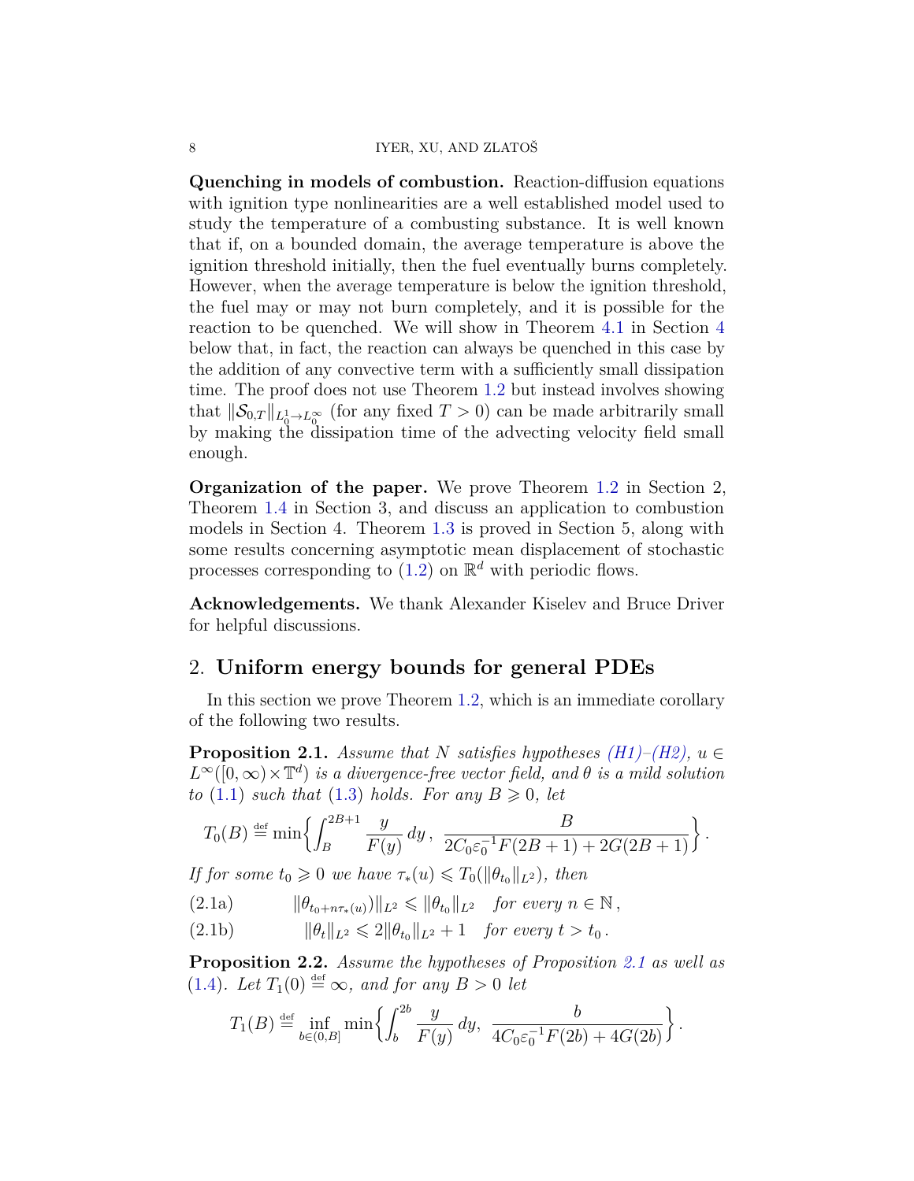**Quenching in models of combustion.** Reaction-diffusion equations with ignition type nonlinearities are a well established model used to study the temperature of a combusting substance. It is well known that if, on a bounded domain, the average temperature is above the ignition threshold initially, then the fuel eventually burns completely. However, when the average temperature is below the ignition threshold, the fuel may or may not burn completely, and it is possible for the reaction to be quenched. We will show in Theorem 4.1 in Section 4 below that, in fact, the reaction can always be quenched in this case by the addition of any convective term with a sufficiently small dissipation time. The proof does not use Theorem 1.2 but instead involves showing that $\|\mathcal{S}_{0,T}\|_{L^1_0 \to L^\infty_0}$ (for any fixed $T > 0$) can be made arbitrarily small by making the dissipation time of the advecting velocity field small enough.

**Organization of the paper.** We prove Theorem 1.2 in Section 2, Theorem 1.4 in Section 3, and discuss an application to combustion models in Section 4. Theorem 1.3 is proved in Section 5, along with some results concerning asymptotic mean displacement of stochastic processes corresponding to (1.2) on $\mathbb{R}^d$ with periodic flows.

**Acknowledgements.** We thank Alexander Kiselev and Bruce Driver for helpful discussions.

## 2. Uniform energy bounds for general PDEs

In this section we prove Theorem 1.2, which is an immediate corollary of the following two results.

**Proposition 2.1.** *Assume that $N$ satisfies hypotheses (H1)–(H2), $u \in L^\infty([0,\infty) \times \mathbb{T}^d)$ is a divergence-free vector field, and $\theta$ is a mild solution to (1.1) such that (1.3) holds. For any $B \geqslant 0$, let*

$$T_0(B) \stackrel{\text{def}}{=} \min\left\{ \int_B^{2B+1} \frac{y}{F(y)}\,dy\,,\ \frac{B}{2C_0\varepsilon_0^{-1}F(2B+1) + 2G(2B+1)} \right\}.$$

*If for some $t_0 \geqslant 0$ we have $\tau_*(u) \leqslant T_0(\|\theta_{t_0}\|_{L^2})$, then*

$$\|\theta_{t_0 + n\tau_*(u)}\|_{L^2} \leqslant \|\theta_{t_0}\|_{L^2} \quad \text{for every } n \in \mathbb{N}\,, \tag{2.1a}$$

$$\|\theta_t\|_{L^2} \leqslant 2\|\theta_{t_0}\|_{L^2} + 1 \quad \text{for every } t > t_0\,. \tag{2.1b}$$

**Proposition 2.2.** *Assume the hypotheses of Proposition 2.1 as well as (1.4). Let $T_1(0) \stackrel{\text{def}}{=} \infty$, and for any $B > 0$ let*

$$T_1(B) \stackrel{\text{def}}{=} \inf_{b \in (0,B]} \min\left\{ \int_b^{2b} \frac{y}{F(y)}\,dy,\ \frac{b}{4C_0\varepsilon_0^{-1}F(2b) + 4G(2b)} \right\}.$$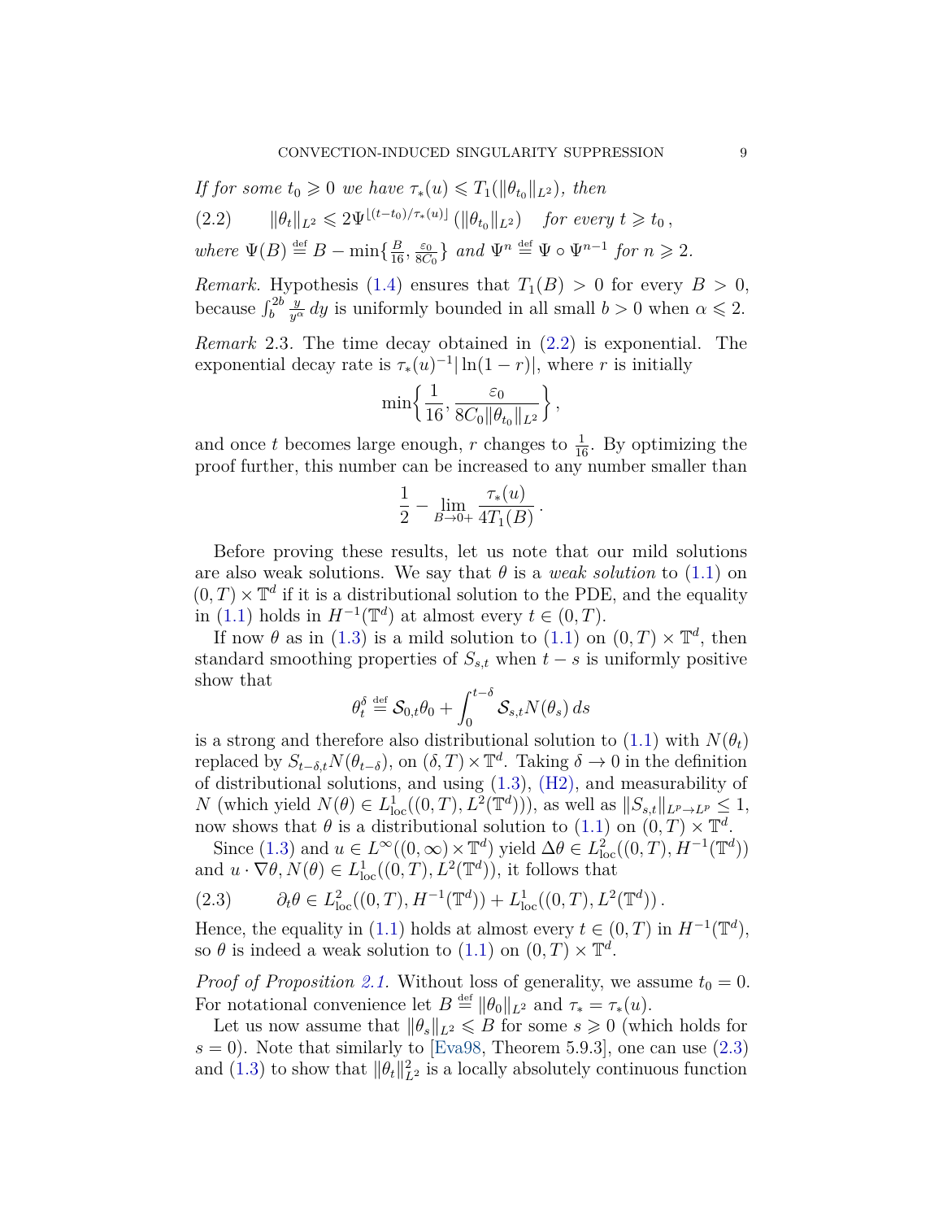*If for some $t_0 \geqslant 0$ we have $\tau_*(u) \leqslant T_1(\|\theta_{t_0}\|_{L^2})$, then*

$$\|\theta_t\|_{L^2} \leqslant 2\Psi^{\lfloor (t-t_0)/\tau_*(u)\rfloor}(\|\theta_{t_0}\|_{L^2}) \quad \text{for every } t \geqslant t_0\,, \tag{2.2}$$

*where* $\Psi(B) \stackrel{\text{def}}{=} B - \min\{\frac{B}{16}, \frac{\varepsilon_0}{8C_0}\}$ *and* $\Psi^n \stackrel{\text{def}}{=} \Psi \circ \Psi^{n-1}$ *for* $n \geqslant 2$.

*Remark.* Hypothesis (1.4) ensures that $T_1(B) > 0$ for every $B > 0$, because $\int_b^{2b} \frac{y}{y^\alpha}\,dy$ is uniformly bounded in all small $b > 0$ when $\alpha \leqslant 2$.

*Remark* 2.3. The time decay obtained in (2.2) is exponential. The exponential decay rate is $\tau_*(u)^{-1}|\ln(1-r)|$, where $r$ is initially

$$\min\Big\{\frac{1}{16}, \frac{\varepsilon_0}{8C_0\|\theta_{t_0}\|_{L^2}}\Big\},$$

and once $t$ becomes large enough, $r$ changes to $\frac{1}{16}$. By optimizing the proof further, this number can be increased to any number smaller than

$$\frac{1}{2} - \lim_{B\to 0+} \frac{\tau_*(u)}{4T_1(B)}\,.$$

Before proving these results, let us note that our mild solutions are also weak solutions. We say that $\theta$ is a *weak solution* to (1.1) on $(0,T)\times\mathbb{T}^d$ if it is a distributional solution to the PDE, and the equality in (1.1) holds in $H^{-1}(\mathbb{T}^d)$ at almost every $t \in (0,T)$.

If now $\theta$ as in (1.3) is a mild solution to (1.1) on $(0,T)\times\mathbb{T}^d$, then standard smoothing properties of $S_{s,t}$ when $t-s$ is uniformly positive show that

$$\theta_t^\delta \stackrel{\text{def}}{=} \mathcal{S}_{0,t}\theta_0 + \int_0^{t-\delta} \mathcal{S}_{s,t} N(\theta_s)\,ds$$

is a strong and therefore also distributional solution to (1.1) with $N(\theta_t)$ replaced by $S_{t-\delta,t}N(\theta_{t-\delta})$, on $(\delta,T)\times\mathbb{T}^d$. Taking $\delta\to 0$ in the definition of distributional solutions, and using (1.3), (H2), and measurability of $N$ (which yield $N(\theta) \in L^1_{\text{loc}}((0,T), L^2(\mathbb{T}^d))$), as well as $\|S_{s,t}\|_{L^p\to L^p} \leq 1$, now shows that $\theta$ is a distributional solution to (1.1) on $(0,T)\times\mathbb{T}^d$.

Since (1.3) and $u \in L^\infty((0,\infty)\times\mathbb{T}^d)$ yield $\Delta\theta \in L^2_{\text{loc}}((0,T), H^{-1}(\mathbb{T}^d))$ and $u\cdot\nabla\theta, N(\theta) \in L^1_{\text{loc}}((0,T), L^2(\mathbb{T}^d))$, it follows that

$$\partial_t\theta \in L^2_{\text{loc}}((0,T), H^{-1}(\mathbb{T}^d)) + L^1_{\text{loc}}((0,T), L^2(\mathbb{T}^d))\,. \tag{2.3}$$

Hence, the equality in (1.1) holds at almost every $t \in (0,T)$ in $H^{-1}(\mathbb{T}^d)$, so $\theta$ is indeed a weak solution to (1.1) on $(0,T)\times\mathbb{T}^d$.

*Proof of Proposition 2.1.* Without loss of generality, we assume $t_0 = 0$. For notational convenience let $B \stackrel{\text{def}}{=} \|\theta_0\|_{L^2}$ and $\tau_* = \tau_*(u)$.

Let us now assume that $\|\theta_s\|_{L^2} \leqslant B$ for some $s \geqslant 0$ (which holds for $s = 0$). Note that similarly to [Eva98, Theorem 5.9.3], one can use (2.3) and (1.3) to show that $\|\theta_t\|_{L^2}^2$ is a locally absolutely continuous function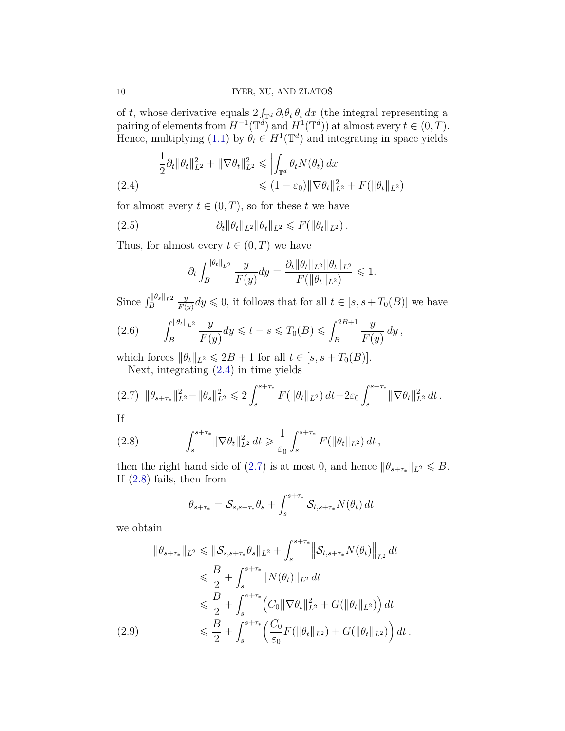of $t$, whose derivative equals $2\int_{\mathbb{T}^d} \partial_t\theta_t\,\theta_t\,dx$ (the integral representing a pairing of elements from $H^{-1}(\mathbb{T}^d)$ and $H^1(\mathbb{T}^d)$) at almost every $t \in (0,T)$. Hence, multiplying (1.1) by $\theta_t \in H^1(\mathbb{T}^d)$ and integrating in space yields

$$
\begin{aligned}
\frac{1}{2}\partial_t\|\theta_t\|_{L^2}^2 + \|\nabla\theta_t\|_{L^2}^2 &\leqslant \left|\int_{\mathbb{T}^d} \theta_t N(\theta_t)\,dx\right| \\
&\leqslant (1-\varepsilon_0)\|\nabla\theta_t\|_{L^2}^2 + F(\|\theta_t\|_{L^2}) \qquad (2.4)
\end{aligned}
$$

for almost every $t \in (0,T)$, so for these $t$ we have

$$
\partial_t\|\theta_t\|_{L^2}\|\theta_t\|_{L^2} \leqslant F(\|\theta_t\|_{L^2})\,. \qquad (2.5)
$$

Thus, for almost every $t \in (0,T)$ we have

$$
\partial_t \int_B^{\|\theta_t\|_{L^2}} \frac{y}{F(y)}dy = \frac{\partial_t\|\theta_t\|_{L^2}\|\theta_t\|_{L^2}}{F(\|\theta_t\|_{L^2})} \leqslant 1.
$$

Since $\int_B^{\|\theta_s\|_{L^2}} \frac{y}{F(y)}dy \leqslant 0$, it follows that for all $t \in [s, s+T_0(B)]$ we have

$$
\int_B^{\|\theta_t\|_{L^2}} \frac{y}{F(y)}dy \leqslant t-s \leqslant T_0(B) \leqslant \int_B^{2B+1} \frac{y}{F(y)}\,dy\,, \qquad (2.6)
$$

which forces $\|\theta_t\|_{L^2} \leqslant 2B+1$ for all $t \in [s, s+T_0(B)]$.

Next, integrating (2.4) in time yields

$$
\|\theta_{s+\tau_*}\|_{L^2}^2 - \|\theta_s\|_{L^2}^2 \leqslant 2\int_s^{s+\tau_*} F(\|\theta_t\|_{L^2})\,dt - 2\varepsilon_0\int_s^{s+\tau_*}\|\nabla\theta_t\|_{L^2}^2\,dt\,. \qquad (2.7)
$$

If

$$
\int_s^{s+\tau_*}\|\nabla\theta_t\|_{L^2}^2\,dt \geqslant \frac{1}{\varepsilon_0}\int_s^{s+\tau_*} F(\|\theta_t\|_{L^2})\,dt\,, \qquad (2.8)
$$

then the right hand side of (2.7) is at most 0, and hence $\|\theta_{s+\tau_*}\|_{L^2} \leqslant B$. If (2.8) fails, then from

$$
\theta_{s+\tau_*} = \mathcal{S}_{s,s+\tau_*}\theta_s + \int_s^{s+\tau_*} \mathcal{S}_{t,s+\tau_*}N(\theta_t)\,dt
$$

we obtain

$$
\begin{aligned}
\|\theta_{s+\tau_*}\|_{L^2} &\leqslant \|\mathcal{S}_{s,s+\tau_*}\theta_s\|_{L^2} + \int_s^{s+\tau_*}\left\|\mathcal{S}_{t,s+\tau_*}N(\theta_t)\right\|_{L^2}dt \\
&\leqslant \frac{B}{2} + \int_s^{s+\tau_*}\|N(\theta_t)\|_{L^2}\,dt \\
&\leqslant \frac{B}{2} + \int_s^{s+\tau_*}\Big(C_0\|\nabla\theta_t\|_{L^2}^2 + G(\|\theta_t\|_{L^2})\Big)\,dt \\
&\leqslant \frac{B}{2} + \int_s^{s+\tau_*}\Big(\frac{C_0}{\varepsilon_0}F(\|\theta_t\|_{L^2}) + G(\|\theta_t\|_{L^2})\Big)\,dt\,. \qquad (2.9)
\end{aligned}
$$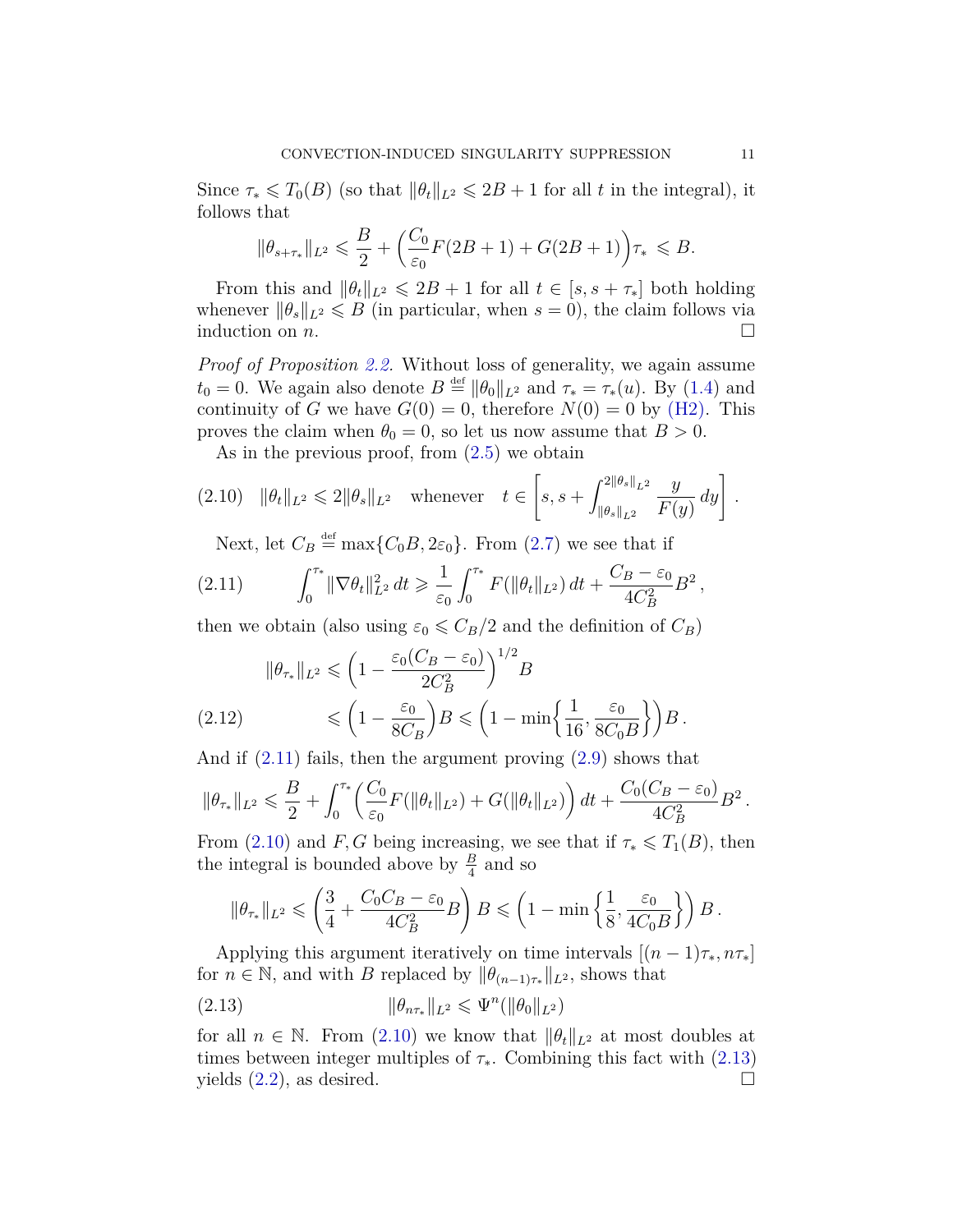Since $\tau_* \leqslant T_0(B)$ (so that $\|\theta_t\|_{L^2} \leqslant 2B+1$ for all $t$ in the integral), it follows that

$$\|\theta_{s+\tau_*}\|_{L^2} \leqslant \frac{B}{2} + \Big(\frac{C_0}{\varepsilon_0} F(2B+1) + G(2B+1)\Big)\tau_* \leqslant B.$$

From this and $\|\theta_t\|_{L^2} \leqslant 2B+1$ for all $t \in [s, s+\tau_*]$ both holding whenever $\|\theta_s\|_{L^2} \leqslant B$ (in particular, when $s=0$), the claim follows via induction on $n$. □

*Proof of Proposition 2.2.* Without loss of generality, we again assume $t_0 = 0$. We again also denote $B \stackrel{\text{def}}{=} \|\theta_0\|_{L^2}$ and $\tau_* = \tau_*(u)$. By (1.4) and continuity of $G$ we have $G(0) = 0$, therefore $N(0) = 0$ by (H2). This proves the claim when $\theta_0 = 0$, so let us now assume that $B > 0$.

As in the previous proof, from (2.5) we obtain

$$\|\theta_t\|_{L^2} \leqslant 2\|\theta_s\|_{L^2} \quad \text{whenever} \quad t \in \left[s, s + \int_{\|\theta_s\|_{L^2}}^{2\|\theta_s\|_{L^2}} \frac{y}{F(y)}\,dy\right]. \tag{2.10}$$

Next, let $C_B \stackrel{\text{def}}{=} \max\{C_0 B, 2\varepsilon_0\}$. From (2.7) we see that if

$$\int_0^{\tau_*} \|\nabla \theta_t\|_{L^2}^2\,dt \geqslant \frac{1}{\varepsilon_0}\int_0^{\tau_*} F(\|\theta_t\|_{L^2})\,dt + \frac{C_B - \varepsilon_0}{4C_B^2}B^2, \tag{2.11}$$

then we obtain (also using $\varepsilon_0 \leqslant C_B/2$ and the definition of $C_B$)

$$\begin{aligned}
\|\theta_{\tau_*}\|_{L^2} &\leqslant \Big(1 - \frac{\varepsilon_0(C_B - \varepsilon_0)}{2C_B^2}\Big)^{1/2} B \\
&\leqslant \Big(1 - \frac{\varepsilon_0}{8C_B}\Big) B \leqslant \Big(1 - \min\Big\{\frac{1}{16}, \frac{\varepsilon_0}{8C_0 B}\Big\}\Big) B.
\end{aligned} \tag{2.12}$$

And if (2.11) fails, then the argument proving (2.9) shows that

$$\|\theta_{\tau_*}\|_{L^2} \leqslant \frac{B}{2} + \int_0^{\tau_*}\Big(\frac{C_0}{\varepsilon_0}F(\|\theta_t\|_{L^2}) + G(\|\theta_t\|_{L^2})\Big)\,dt + \frac{C_0(C_B - \varepsilon_0)}{4C_B^2}B^2.$$

From (2.10) and $F, G$ being increasing, we see that if $\tau_* \leqslant T_1(B)$, then the integral is bounded above by $\frac{B}{4}$ and so

$$\|\theta_{\tau_*}\|_{L^2} \leqslant \left(\frac{3}{4} + \frac{C_0 C_B - \varepsilon_0}{4C_B^2}B\right) B \leqslant \left(1 - \min\left\{\frac{1}{8}, \frac{\varepsilon_0}{4C_0 B}\right\}\right) B.$$

Applying this argument iteratively on time intervals $[(n-1)\tau_*, n\tau_*]$ for $n \in \mathbb{N}$, and with $B$ replaced by $\|\theta_{(n-1)\tau_*}\|_{L^2}$, shows that

$$\|\theta_{n\tau_*}\|_{L^2} \leqslant \Psi^n(\|\theta_0\|_{L^2}) \tag{2.13}$$

for all $n \in \mathbb{N}$. From (2.10) we know that $\|\theta_t\|_{L^2}$ at most doubles at times between integer multiples of $\tau_*$. Combining this fact with (2.13) yields (2.2), as desired. □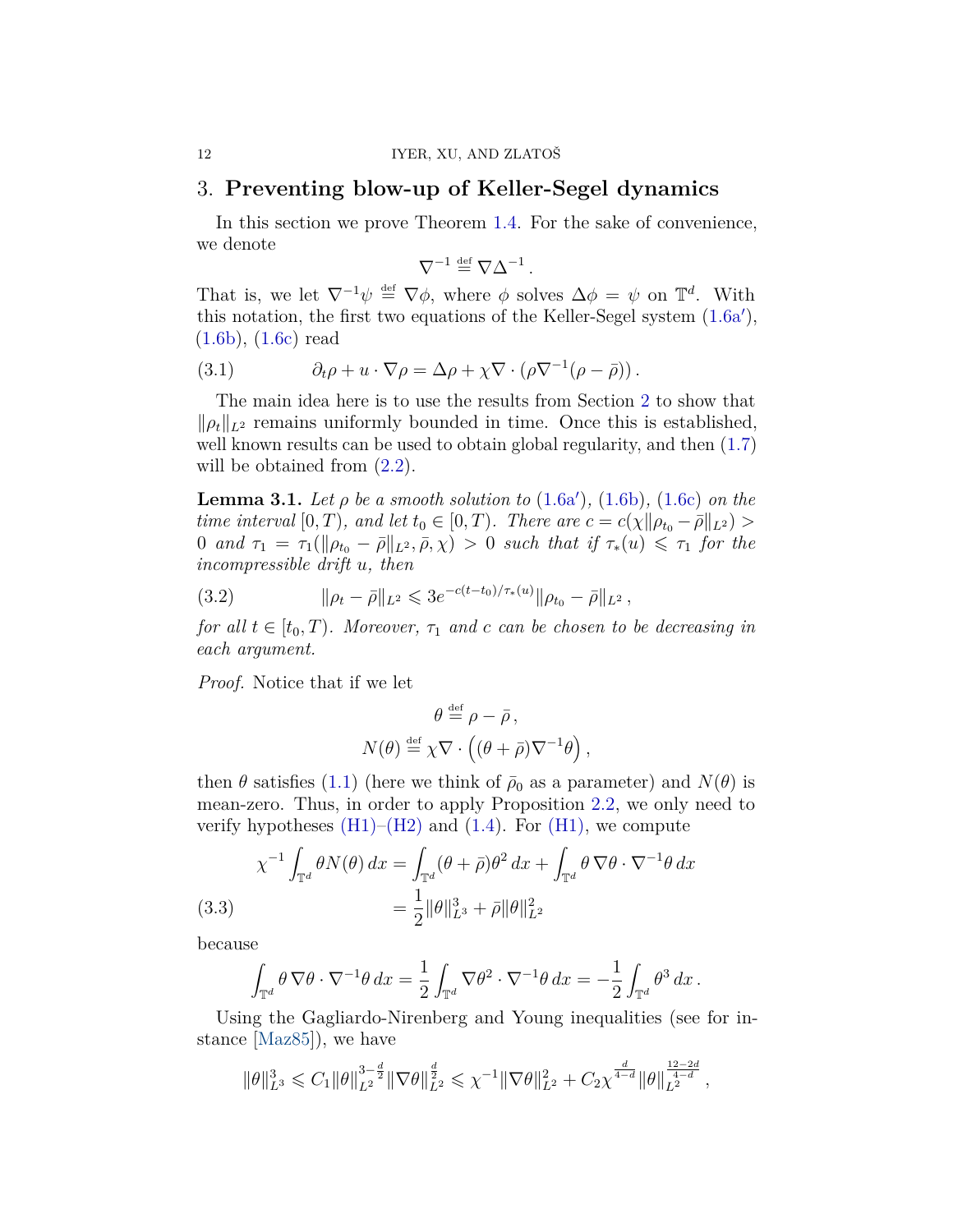## 3. Preventing blow-up of Keller-Segel dynamics

In this section we prove Theorem 1.4. For the sake of convenience, we denote

$$\nabla^{-1} \stackrel{\text{def}}{=} \nabla \Delta^{-1} .$$

That is, we let $\nabla^{-1}\psi \stackrel{\text{def}}{=} \nabla \phi$, where $\phi$ solves $\Delta \phi = \psi$ on $\mathbb{T}^d$. With this notation, the first two equations of the Keller-Segel system (1.6a′), (1.6b), (1.6c) read

$$\partial_t \rho + u \cdot \nabla \rho = \Delta \rho + \chi \nabla \cdot (\rho \nabla^{-1}(\rho - \bar{\rho})) . \tag{3.1}$$

The main idea here is to use the results from Section 2 to show that $\|\rho_t\|_{L^2}$ remains uniformly bounded in time. Once this is established, well known results can be used to obtain global regularity, and then (1.7) will be obtained from (2.2).

**Lemma 3.1.** *Let $\rho$ be a smooth solution to (1.6a′), (1.6b), (1.6c) on the time interval $[0, T)$, and let $t_0 \in [0, T)$. There are $c = c(\chi \|\rho_{t_0} - \bar{\rho}\|_{L^2}) > 0$ and $\tau_1 = \tau_1(\|\rho_{t_0} - \bar{\rho}\|_{L^2}, \bar{\rho}, \chi) > 0$ such that if $\tau_*(u) \leqslant \tau_1$ for the incompressible drift $u$, then*

$$\|\rho_t - \bar{\rho}\|_{L^2} \leqslant 3 e^{-c(t-t_0)/\tau_*(u)} \|\rho_{t_0} - \bar{\rho}\|_{L^2} , \tag{3.2}$$

*for all $t \in [t_0, T)$. Moreover, $\tau_1$ and $c$ can be chosen to be decreasing in each argument.*

*Proof.* Notice that if we let

$$\theta \stackrel{\text{def}}{=} \rho - \bar{\rho} ,$$
$$N(\theta) \stackrel{\text{def}}{=} \chi \nabla \cdot \Big( (\theta + \bar{\rho}) \nabla^{-1} \theta \Big) ,$$

then $\theta$ satisfies (1.1) (here we think of $\bar{\rho}_0$ as a parameter) and $N(\theta)$ is mean-zero. Thus, in order to apply Proposition 2.2, we only need to verify hypotheses (H1)–(H2) and (1.4). For (H1), we compute

$$\begin{aligned}
\chi^{-1} \int_{\mathbb{T}^d} \theta N(\theta)\, dx &= \int_{\mathbb{T}^d} (\theta + \bar{\rho}) \theta^2 \, dx + \int_{\mathbb{T}^d} \theta \, \nabla \theta \cdot \nabla^{-1} \theta \, dx \\
&= \frac{1}{2} \|\theta\|_{L^3}^3 + \bar{\rho} \|\theta\|_{L^2}^2
\end{aligned} \tag{3.3}$$

because

$$\int_{\mathbb{T}^d} \theta \, \nabla \theta \cdot \nabla^{-1} \theta \, dx = \frac{1}{2} \int_{\mathbb{T}^d} \nabla \theta^2 \cdot \nabla^{-1} \theta \, dx = -\frac{1}{2} \int_{\mathbb{T}^d} \theta^3 \, dx .$$

Using the Gagliardo-Nirenberg and Young inequalities (see for instance [Maz85]), we have

$$\|\theta\|_{L^3}^3 \leqslant C_1 \|\theta\|_{L^2}^{3 - \frac{d}{2}} \|\nabla \theta\|_{L^2}^{\frac{d}{2}} \leqslant \chi^{-1} \|\nabla \theta\|_{L^2}^2 + C_2 \chi^{\frac{d}{4-d}} \|\theta\|_{L^2}^{\frac{12 - 2d}{4-d}} ,$$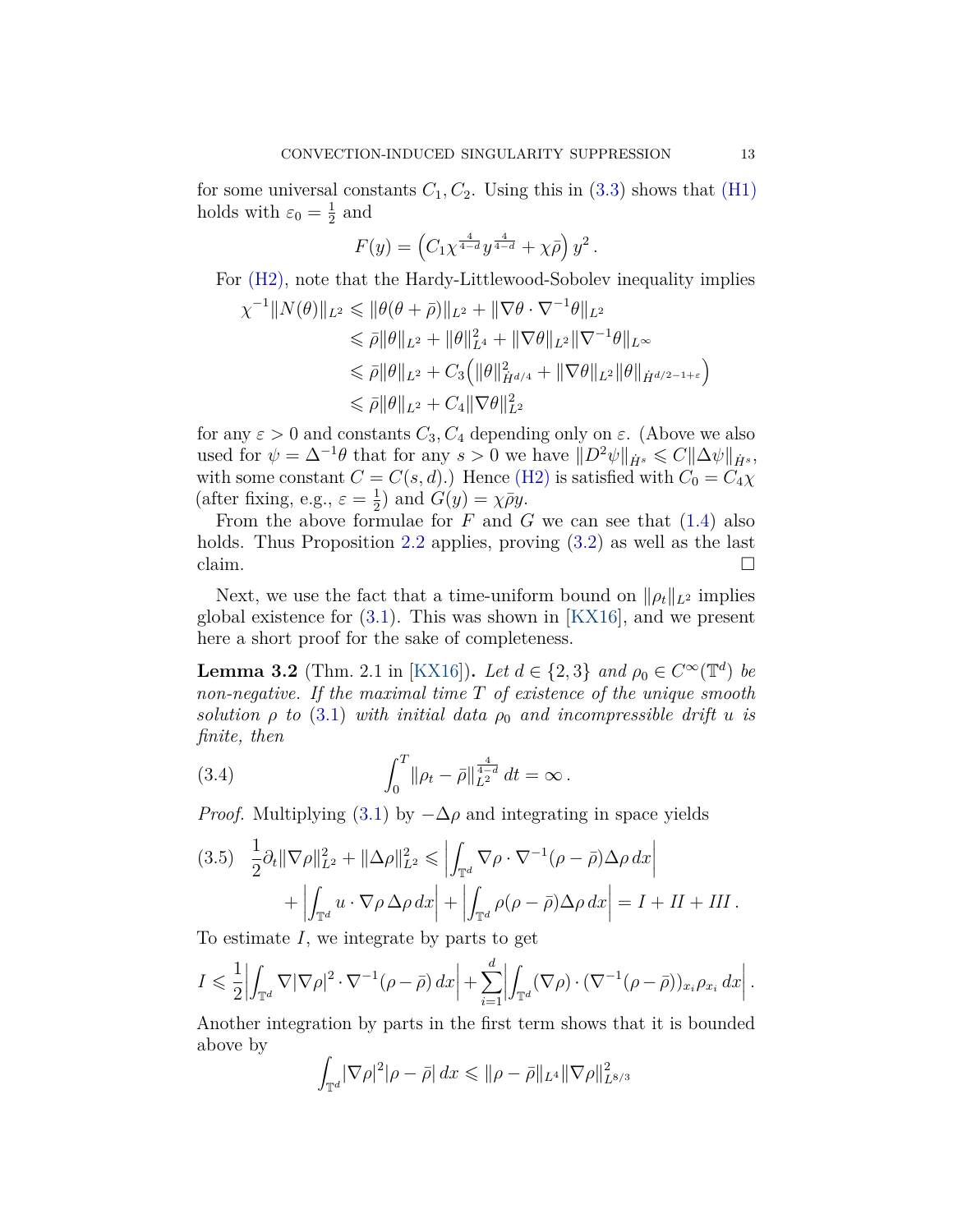for some universal constants $C_1, C_2$. Using this in (3.3) shows that (H1) holds with $\varepsilon_0 = \frac{1}{2}$ and

$$F(y) = \Big(C_1 \chi^{\frac{4}{4-d}} y^{\frac{4}{4-d}} + \chi\bar{\rho}\Big) y^2 \,.$$

For (H2), note that the Hardy-Littlewood-Sobolev inequality implies

$$\begin{aligned}
\chi^{-1}\|N(\theta)\|_{L^2} &\leqslant \|\theta(\theta+\bar{\rho})\|_{L^2} + \|\nabla\theta\cdot\nabla^{-1}\theta\|_{L^2} \\
&\leqslant \bar{\rho}\|\theta\|_{L^2} + \|\theta\|_{L^4}^2 + \|\nabla\theta\|_{L^2}\|\nabla^{-1}\theta\|_{L^\infty} \\
&\leqslant \bar{\rho}\|\theta\|_{L^2} + C_3\Big(\|\theta\|_{\dot{H}^{d/4}}^2 + \|\nabla\theta\|_{L^2}\|\theta\|_{\dot{H}^{d/2-1+\varepsilon}}\Big) \\
&\leqslant \bar{\rho}\|\theta\|_{L^2} + C_4\|\nabla\theta\|_{L^2}^2
\end{aligned}$$

for any $\varepsilon > 0$ and constants $C_3, C_4$ depending only on $\varepsilon$. (Above we also used for $\psi = \Delta^{-1}\theta$ that for any $s > 0$ we have $\|D^2\psi\|_{\dot{H}^s} \leqslant C\|\Delta\psi\|_{\dot{H}^s}$, with some constant $C = C(s,d)$.) Hence (H2) is satisfied with $C_0 = C_4\chi$ (after fixing, e.g., $\varepsilon = \frac{1}{2}$) and $G(y) = \chi\bar{\rho}y$.

From the above formulae for $F$ and $G$ we can see that (1.4) also holds. Thus Proposition 2.2 applies, proving (3.2) as well as the last claim. $\square$

Next, we use the fact that a time-uniform bound on $\|\rho_t\|_{L^2}$ implies global existence for (3.1). This was shown in [KX16], and we present here a short proof for the sake of completeness.

**Lemma 3.2** (Thm. 2.1 in [KX16]). *Let $d \in \{2,3\}$ and $\rho_0 \in C^\infty(\mathbb{T}^d)$ be non-negative. If the maximal time $T$ of existence of the unique smooth solution $\rho$ to (3.1) with initial data $\rho_0$ and incompressible drift $u$ is finite, then*

$$\int_0^T \|\rho_t - \bar{\rho}\|_{L^2}^{\frac{4}{4-d}}\,dt = \infty\,. \tag{3.4}$$

*Proof.* Multiplying (3.1) by $-\Delta\rho$ and integrating in space yields

$$\begin{aligned}
\frac{1}{2}\partial_t\|\nabla\rho\|_{L^2}^2 + \|\Delta\rho\|_{L^2}^2 &\leqslant \Big|\int_{\mathbb{T}^d}\nabla\rho\cdot\nabla^{-1}(\rho-\bar{\rho})\Delta\rho\,dx\Big| \\
&\quad + \Big|\int_{\mathbb{T}^d} u\cdot\nabla\rho\,\Delta\rho\,dx\Big| + \Big|\int_{\mathbb{T}^d}\rho(\rho-\bar{\rho})\Delta\rho\,dx\Big| = I + II + III\,.
\end{aligned} \tag{3.5}$$

To estimate $I$, we integrate by parts to get

$$I \leqslant \frac{1}{2}\Big|\int_{\mathbb{T}^d}\nabla|\nabla\rho|^2\cdot\nabla^{-1}(\rho-\bar{\rho})\,dx\Big| + \sum_{i=1}^d\Big|\int_{\mathbb{T}^d}(\nabla\rho)\cdot(\nabla^{-1}(\rho-\bar{\rho}))_{x_i}\rho_{x_i}\,dx\Big|\,.$$

Another integration by parts in the first term shows that it is bounded above by

$$\int_{\mathbb{T}^d}|\nabla\rho|^2|\rho-\bar{\rho}|\,dx \leqslant \|\rho-\bar{\rho}\|_{L^4}\|\nabla\rho\|_{L^{8/3}}^2$$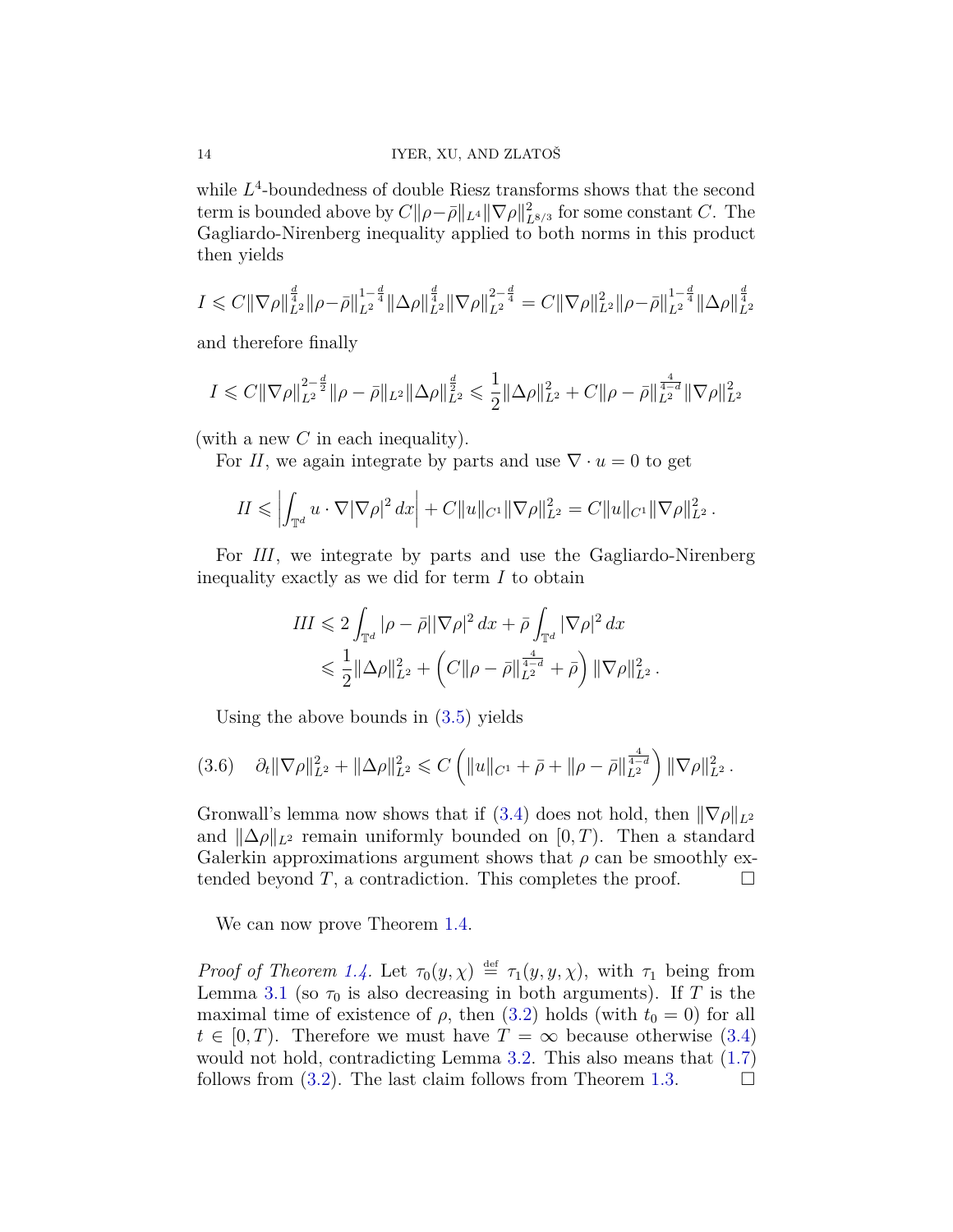while $L^4$-boundedness of double Riesz transforms shows that the second term is bounded above by $C\|\rho-\bar\rho\|_{L^4}\|\nabla\rho\|^2_{L^{8/3}}$ for some constant $C$. The Gagliardo-Nirenberg inequality applied to both norms in this product then yields

$$I \leqslant C\|\nabla\rho\|_{L^2}^{\frac{d}{4}}\|\rho-\bar\rho\|_{L^2}^{1-\frac{d}{4}}\|\Delta\rho\|_{L^2}^{\frac{d}{4}}\|\nabla\rho\|_{L^2}^{2-\frac{d}{4}} = C\|\nabla\rho\|_{L^2}^{2}\|\rho-\bar\rho\|_{L^2}^{1-\frac{d}{4}}\|\Delta\rho\|_{L^2}^{\frac{d}{4}}$$

and therefore finally

$$I \leqslant C\|\nabla\rho\|_{L^2}^{2-\frac{d}{2}}\|\rho-\bar\rho\|_{L^2}\|\Delta\rho\|_{L^2}^{\frac{d}{2}} \leqslant \frac{1}{2}\|\Delta\rho\|_{L^2}^2 + C\|\rho-\bar\rho\|_{L^2}^{\frac{4}{4-d}}\|\nabla\rho\|_{L^2}^2$$

(with a new $C$ in each inequality).

For $II$, we again integrate by parts and use $\nabla\cdot u = 0$ to get

$$II \leqslant \left|\int_{\mathbb{T}^d} u\cdot\nabla|\nabla\rho|^2\,dx\right| + C\|u\|_{C^1}\|\nabla\rho\|_{L^2}^2 = C\|u\|_{C^1}\|\nabla\rho\|_{L^2}^2\,.$$

For $III$, we integrate by parts and use the Gagliardo-Nirenberg inequality exactly as we did for term $I$ to obtain

$$\begin{aligned} III &\leqslant 2\int_{\mathbb{T}^d}|\rho-\bar\rho||\nabla\rho|^2\,dx + \bar\rho\int_{\mathbb{T}^d}|\nabla\rho|^2\,dx \\ &\leqslant \frac{1}{2}\|\Delta\rho\|_{L^2}^2 + \left(C\|\rho-\bar\rho\|_{L^2}^{\frac{4}{4-d}} + \bar\rho\right)\|\nabla\rho\|_{L^2}^2\,. \end{aligned}$$

Using the above bounds in (3.5) yields

$$\partial_t\|\nabla\rho\|_{L^2}^2 + \|\Delta\rho\|_{L^2}^2 \leqslant C\left(\|u\|_{C^1} + \bar\rho + \|\rho-\bar\rho\|_{L^2}^{\frac{4}{4-d}}\right)\|\nabla\rho\|_{L^2}^2\,. \tag{3.6}$$

Gronwall's lemma now shows that if (3.4) does not hold, then $\|\nabla\rho\|_{L^2}$ and $\|\Delta\rho\|_{L^2}$ remain uniformly bounded on $[0,T)$. Then a standard Galerkin approximations argument shows that $\rho$ can be smoothly extended beyond $T$, a contradiction. This completes the proof. □

We can now prove Theorem 1.4.

*Proof of Theorem 1.4.* Let $\tau_0(y,\chi) \stackrel{\text{def}}{=} \tau_1(y,y,\chi)$, with $\tau_1$ being from Lemma 3.1 (so $\tau_0$ is also decreasing in both arguments). If $T$ is the maximal time of existence of $\rho$, then (3.2) holds (with $t_0 = 0$) for all $t\in[0,T)$. Therefore we must have $T=\infty$ because otherwise (3.4) would not hold, contradicting Lemma 3.2. This also means that (1.7) follows from (3.2). The last claim follows from Theorem 1.3. □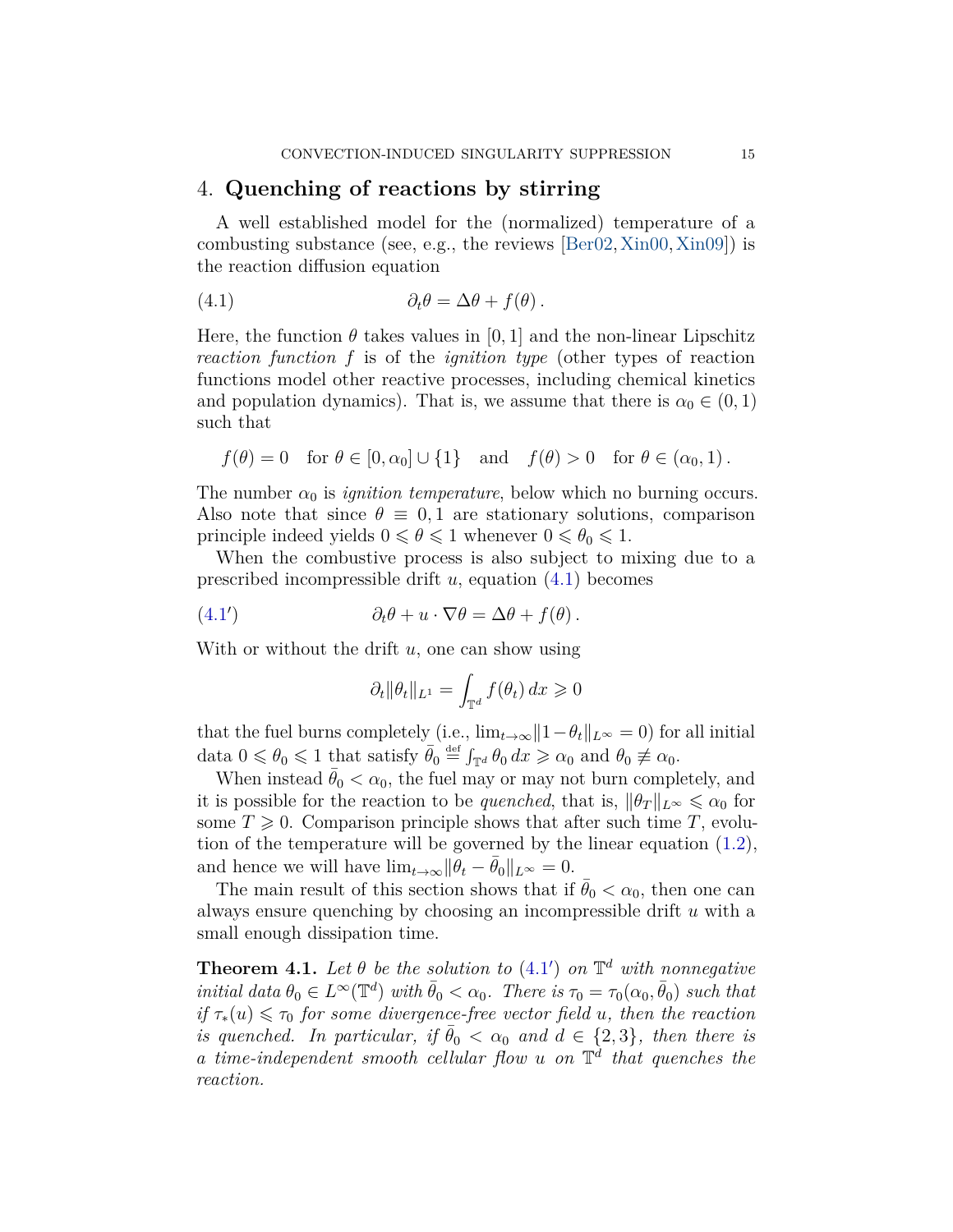## 4. **Quenching of reactions by stirring**

A well established model for the (normalized) temperature of a combusting substance (see, e.g., the reviews [Ber02, Xin00, Xin09]) is the reaction diffusion equation

$$\partial_t \theta = \Delta\theta + f(\theta)\,. \tag{4.1}$$

Here, the function $\theta$ takes values in $[0,1]$ and the non-linear Lipschitz *reaction function* $f$ is of the *ignition type* (other types of reaction functions model other reactive processes, including chemical kinetics and population dynamics). That is, we assume that there is $\alpha_0 \in (0,1)$ such that

$$f(\theta) = 0 \quad \text{for } \theta \in [0,\alpha_0] \cup \{1\} \quad \text{and} \quad f(\theta) > 0 \quad \text{for } \theta \in (\alpha_0, 1)\,.$$

The number $\alpha_0$ is *ignition temperature*, below which no burning occurs. Also note that since $\theta \equiv 0, 1$ are stationary solutions, comparison principle indeed yields $0 \leqslant \theta \leqslant 1$ whenever $0 \leqslant \theta_0 \leqslant 1$.

When the combustive process is also subject to mixing due to a prescribed incompressible drift $u$, equation (4.1) becomes

$$\partial_t \theta + u \cdot \nabla\theta = \Delta\theta + f(\theta)\,. \tag{4.1$'$}$$

With or without the drift $u$, one can show using

$$\partial_t \|\theta_t\|_{L^1} = \int_{\mathbb{T}^d} f(\theta_t)\,dx \geqslant 0$$

that the fuel burns completely (i.e., $\lim_{t\to\infty} \|1-\theta_t\|_{L^\infty} = 0$) for all initial data $0 \leqslant \theta_0 \leqslant 1$ that satisfy $\bar\theta_0 \stackrel{\text{def}}{=} \fint_{\mathbb{T}^d} \theta_0\,dx \geqslant \alpha_0$ and $\theta_0 \not\equiv \alpha_0$.

When instead $\bar\theta_0 < \alpha_0$, the fuel may or may not burn completely, and it is possible for the reaction to be *quenched*, that is, $\|\theta_T\|_{L^\infty} \leqslant \alpha_0$ for some $T \geqslant 0$. Comparison principle shows that after such time $T$, evolution of the temperature will be governed by the linear equation (1.2), and hence we will have $\lim_{t\to\infty} \|\theta_t - \bar\theta_0\|_{L^\infty} = 0$.

The main result of this section shows that if $\bar\theta_0 < \alpha_0$, then one can always ensure quenching by choosing an incompressible drift $u$ with a small enough dissipation time.

**Theorem 4.1.** *Let $\theta$ be the solution to (4.1$'$) on $\mathbb{T}^d$ with nonnegative initial data $\theta_0 \in L^\infty(\mathbb{T}^d)$ with $\bar\theta_0 < \alpha_0$. There is $\tau_0 = \tau_0(\alpha_0, \bar\theta_0)$ such that if $\tau_*(u) \leqslant \tau_0$ for some divergence-free vector field $u$, then the reaction is quenched. In particular, if $\bar\theta_0 < \alpha_0$ and $d \in \{2,3\}$, then there is a time-independent smooth cellular flow $u$ on $\mathbb{T}^d$ that quenches the reaction.*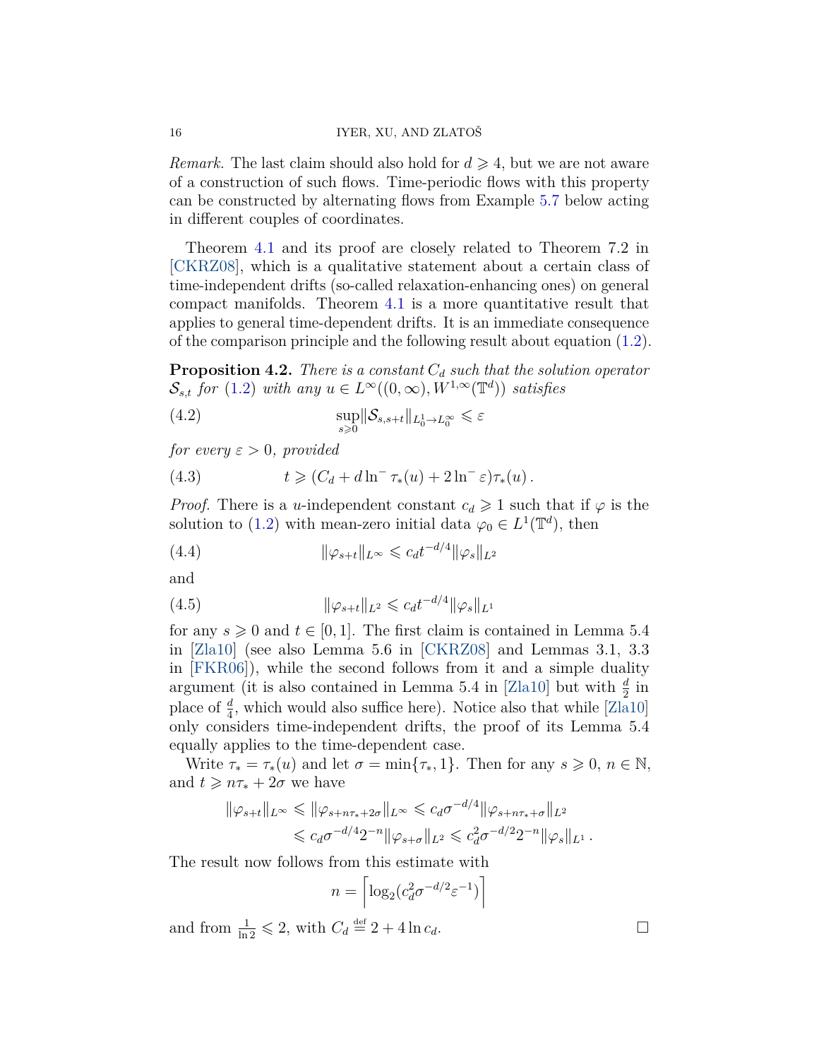*Remark.* The last claim should also hold for $d \geqslant 4$, but we are not aware of a construction of such flows. Time-periodic flows with this property can be constructed by alternating flows from Example 5.7 below acting in different couples of coordinates.

Theorem 4.1 and its proof are closely related to Theorem 7.2 in [CKRZ08], which is a qualitative statement about a certain class of time-independent drifts (so-called relaxation-enhancing ones) on general compact manifolds. Theorem 4.1 is a more quantitative result that applies to general time-dependent drifts. It is an immediate consequence of the comparison principle and the following result about equation (1.2).

**Proposition 4.2.** *There is a constant $C_d$ such that the solution operator $\mathcal{S}_{s,t}$ for (1.2) with any $u \in L^\infty((0,\infty), W^{1,\infty}(\mathbb{T}^d))$ satisfies*

$$\sup_{s\geqslant 0} \|\mathcal{S}_{s,s+t}\|_{L^1_0 \to L^\infty_0} \leqslant \varepsilon \tag{4.2}$$

*for every $\varepsilon > 0$, provided*

$$t \geqslant (C_d + d \ln^- \tau_*(u) + 2\ln^- \varepsilon)\tau_*(u)\,. \tag{4.3}$$

*Proof.* There is a $u$-independent constant $c_d \geqslant 1$ such that if $\varphi$ is the solution to (1.2) with mean-zero initial data $\varphi_0 \in L^1(\mathbb{T}^d)$, then

$$\|\varphi_{s+t}\|_{L^\infty} \leqslant c_d t^{-d/4} \|\varphi_s\|_{L^2} \tag{4.4}$$

and

$$\|\varphi_{s+t}\|_{L^2} \leqslant c_d t^{-d/4} \|\varphi_s\|_{L^1} \tag{4.5}$$

for any $s \geqslant 0$ and $t \in [0,1]$. The first claim is contained in Lemma 5.4 in [Zla10] (see also Lemma 5.6 in [CKRZ08] and Lemmas 3.1, 3.3 in [FKR06]), while the second follows from it and a simple duality argument (it is also contained in Lemma 5.4 in [Zla10] but with $\frac{d}{2}$ in place of $\frac{d}{4}$, which would also suffice here). Notice also that while [Zla10] only considers time-independent drifts, the proof of its Lemma 5.4 equally applies to the time-dependent case.

Write $\tau_* = \tau_*(u)$ and let $\sigma = \min\{\tau_*, 1\}$. Then for any $s \geqslant 0$, $n \in \mathbb{N}$, and $t \geqslant n\tau_* + 2\sigma$ we have

$$\begin{aligned}
\|\varphi_{s+t}\|_{L^\infty} &\leqslant \|\varphi_{s+n\tau_*+2\sigma}\|_{L^\infty} \leqslant c_d \sigma^{-d/4} \|\varphi_{s+n\tau_*+\sigma}\|_{L^2} \\
&\leqslant c_d \sigma^{-d/4} 2^{-n} \|\varphi_{s+\sigma}\|_{L^2} \leqslant c_d^2 \sigma^{-d/2} 2^{-n} \|\varphi_s\|_{L^1}\,.
\end{aligned}$$

The result now follows from this estimate with

$$n = \left\lceil \log_2 (c_d^2 \sigma^{-d/2} \varepsilon^{-1}) \right\rceil$$

and from $\frac{1}{\ln 2} \leqslant 2$, with $C_d \stackrel{\text{def}}{=} 2 + 4\ln c_d$. $\square$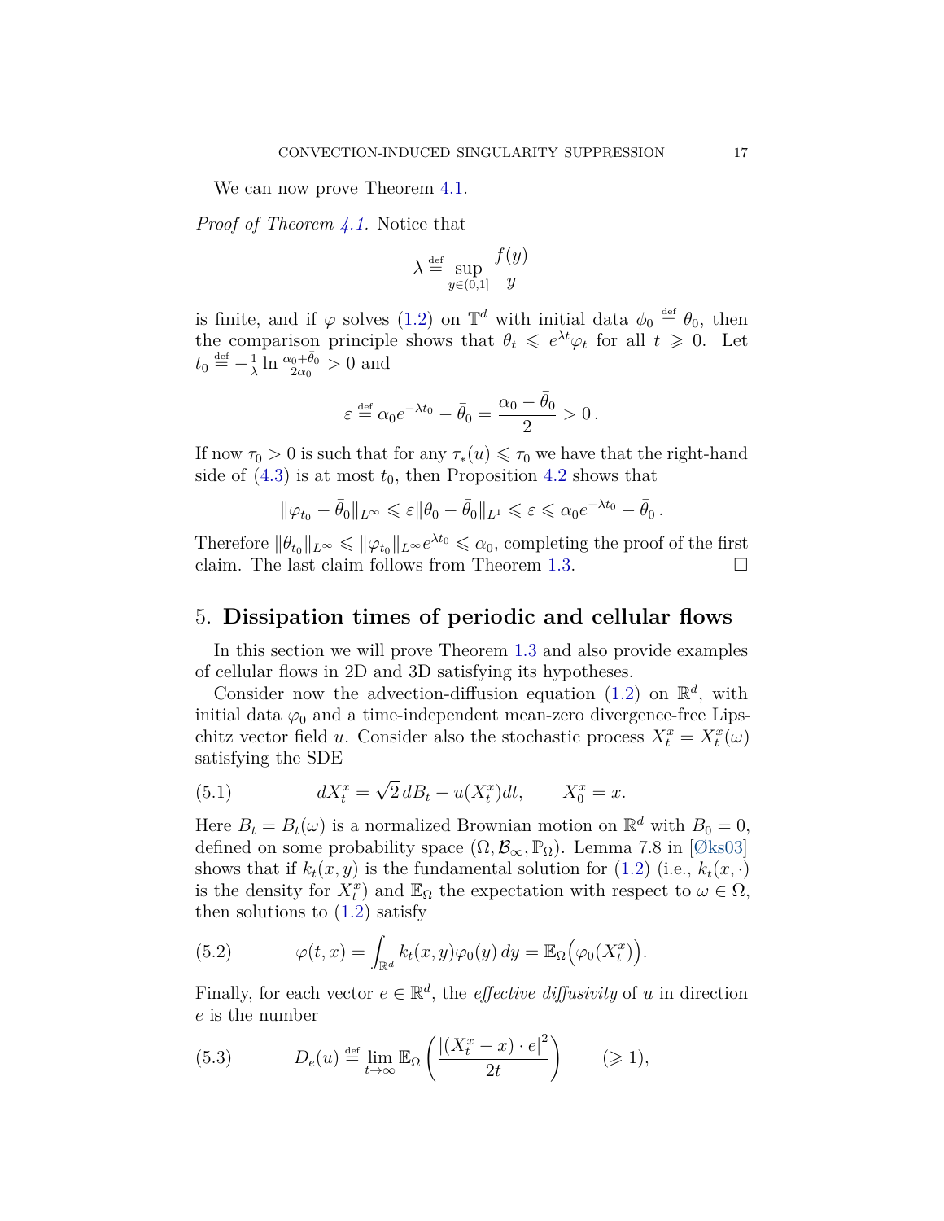We can now prove Theorem 4.1.

*Proof of Theorem 4.1.* Notice that

$$\lambda \stackrel{\text{def}}{=} \sup_{y \in (0,1]} \frac{f(y)}{y}$$

is finite, and if $\varphi$ solves (1.2) on $\mathbb{T}^d$ with initial data $\phi_0 \stackrel{\text{def}}{=} \theta_0$, then the comparison principle shows that $\theta_t \leqslant e^{\lambda t} \varphi_t$ for all $t \geqslant 0$. Let $t_0 \stackrel{\text{def}}{=} -\frac{1}{\lambda} \ln \frac{\alpha_0 + \bar{\theta}_0}{2\alpha_0} > 0$ and

$$\varepsilon \stackrel{\text{def}}{=} \alpha_0 e^{-\lambda t_0} - \bar{\theta}_0 = \frac{\alpha_0 - \bar{\theta}_0}{2} > 0\,.$$

If now $\tau_0 > 0$ is such that for any $\tau_*(u) \leqslant \tau_0$ we have that the right-hand side of (4.3) is at most $t_0$, then Proposition 4.2 shows that

$$\|\varphi_{t_0} - \bar{\theta}_0\|_{L^\infty} \leqslant \varepsilon \|\theta_0 - \bar{\theta}_0\|_{L^1} \leqslant \varepsilon \leqslant \alpha_0 e^{-\lambda t_0} - \bar{\theta}_0\,.$$

Therefore $\|\theta_{t_0}\|_{L^\infty} \leqslant \|\varphi_{t_0}\|_{L^\infty} e^{\lambda t_0} \leqslant \alpha_0$, completing the proof of the first claim. The last claim follows from Theorem 1.3. □

## 5. Dissipation times of periodic and cellular flows

In this section we will prove Theorem 1.3 and also provide examples of cellular flows in 2D and 3D satisfying its hypotheses.

Consider now the advection-diffusion equation (1.2) on $\mathbb{R}^d$, with initial data $\varphi_0$ and a time-independent mean-zero divergence-free Lipschitz vector field $u$. Consider also the stochastic process $X_t^x = X_t^x(\omega)$ satisfying the SDE

$$dX_t^x = \sqrt{2}\, dB_t - u(X_t^x) dt, \qquad X_0^x = x. \tag{5.1}$$

Here $B_t = B_t(\omega)$ is a normalized Brownian motion on $\mathbb{R}^d$ with $B_0 = 0$, defined on some probability space $(\Omega, \mathcal{B}_\infty, \mathbb{P}_\Omega)$. Lemma 7.8 in [Øks03] shows that if $k_t(x, y)$ is the fundamental solution for (1.2) (i.e., $k_t(x, \cdot)$ is the density for $X_t^x$) and $\mathbb{E}_\Omega$ the expectation with respect to $\omega \in \Omega$, then solutions to (1.2) satisfy

$$\varphi(t, x) = \int_{\mathbb{R}^d} k_t(x, y) \varphi_0(y)\, dy = \mathbb{E}_\Omega\Big(\varphi_0(X_t^x)\Big). \tag{5.2}$$

Finally, for each vector $e \in \mathbb{R}^d$, the *effective diffusivity* of $u$ in direction $e$ is the number

$$D_e(u) \stackrel{\text{def}}{=} \lim_{t \to \infty} \mathbb{E}_\Omega \left( \frac{|(X_t^x - x) \cdot e|^2}{2t} \right) \qquad (\geqslant 1), \tag{5.3}$$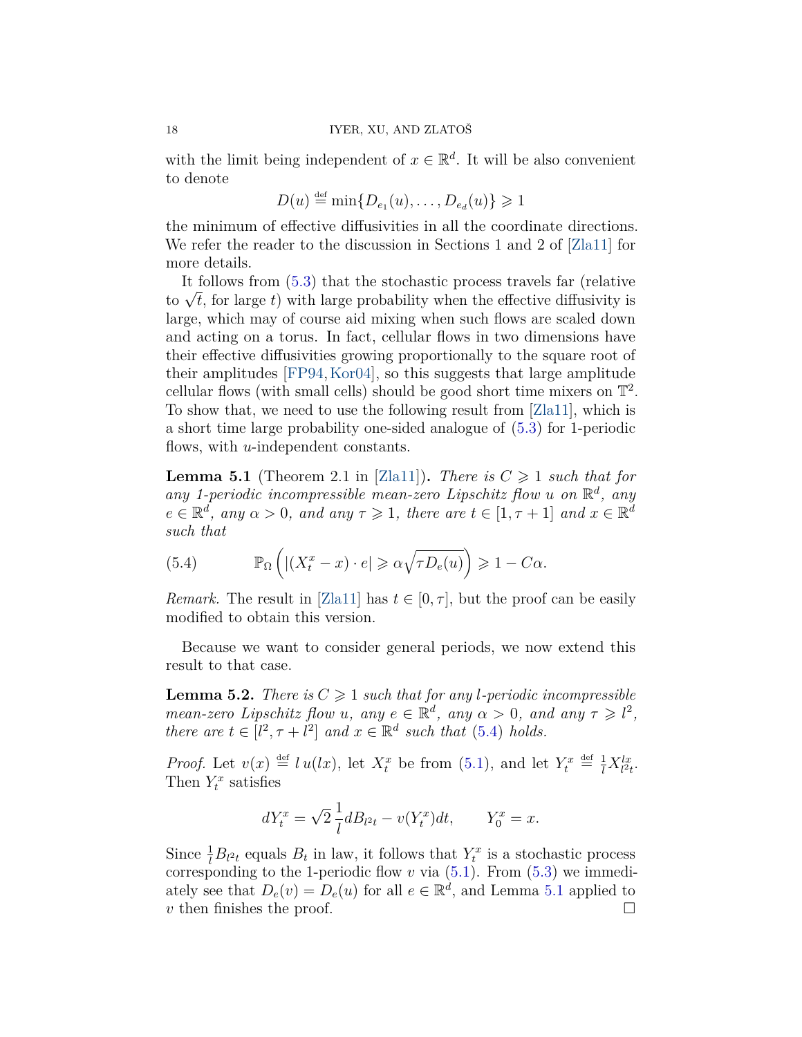with the limit being independent of $x \in \mathbb{R}^d$. It will be also convenient to denote

$$D(u) \overset{\text{def}}{=} \min\{D_{e_1}(u), \dots, D_{e_d}(u)\} \geqslant 1$$

the minimum of effective diffusivities in all the coordinate directions. We refer the reader to the discussion in Sections 1 and 2 of [Zla11] for more details.

It follows from (5.3) that the stochastic process travels far (relative to $\sqrt{t}$, for large $t$) with large probability when the effective diffusivity is large, which may of course aid mixing when such flows are scaled down and acting on a torus. In fact, cellular flows in two dimensions have their effective diffusivities growing proportionally to the square root of their amplitudes [FP94, Kor04], so this suggests that large amplitude cellular flows (with small cells) should be good short time mixers on $\mathbb{T}^2$. To show that, we need to use the following result from [Zla11], which is a short time large probability one-sided analogue of (5.3) for 1-periodic flows, with $u$-independent constants.

**Lemma 5.1** (Theorem 2.1 in [Zla11])**.** *There is $C \geqslant 1$ such that for any 1-periodic incompressible mean-zero Lipschitz flow $u$ on $\mathbb{R}^d$, any $e \in \mathbb{R}^d$, any $\alpha > 0$, and any $\tau \geqslant 1$, there are $t \in [1, \tau+1]$ and $x \in \mathbb{R}^d$ such that*

$$\mathbb{P}_\Omega\left(|(X_t^x - x)\cdot e| \geqslant \alpha\sqrt{\tau D_e(u)}\right) \geqslant 1 - C\alpha. \tag{5.4}$$

*Remark.* The result in [Zla11] has $t \in [0, \tau]$, but the proof can be easily modified to obtain this version.

Because we want to consider general periods, we now extend this result to that case.

**Lemma 5.2.** *There is $C \geqslant 1$ such that for any $l$-periodic incompressible mean-zero Lipschitz flow $u$, any $e \in \mathbb{R}^d$, any $\alpha > 0$, and any $\tau \geqslant l^2$, there are $t \in [l^2, \tau + l^2]$ and $x \in \mathbb{R}^d$ such that (5.4) holds.*

*Proof.* Let $v(x) \overset{\text{def}}{=} l\,u(lx)$, let $X_t^x$ be from (5.1), and let $Y_t^x \overset{\text{def}}{=} \frac{1}{l} X_{l^2 t}^{lx}$. Then $Y_t^x$ satisfies

$$dY_t^x = \sqrt{2}\,\frac{1}{l} dB_{l^2 t} - v(Y_t^x)dt, \qquad Y_0^x = x.$$

Since $\frac{1}{l}B_{l^2 t}$ equals $B_t$ in law, it follows that $Y_t^x$ is a stochastic process corresponding to the 1-periodic flow $v$ via (5.1). From (5.3) we immediately see that $D_e(v) = D_e(u)$ for all $e \in \mathbb{R}^d$, and Lemma 5.1 applied to $v$ then finishes the proof. $\square$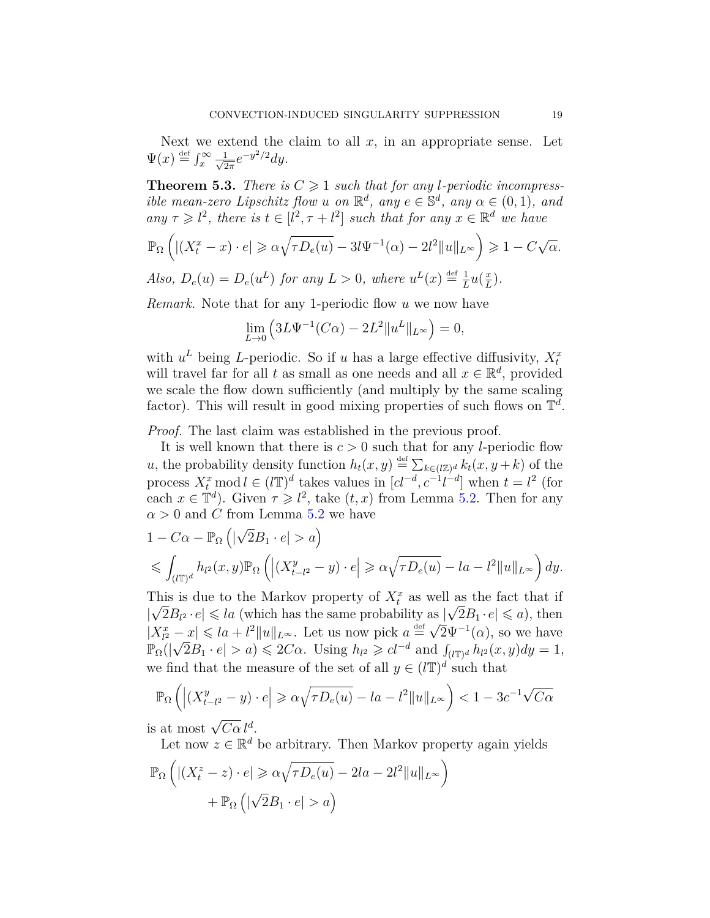Next we extend the claim to all $x$, in an appropriate sense. Let $\Psi(x) \stackrel{\text{def}}{=} \int_x^\infty \frac{1}{\sqrt{2\pi}} e^{-y^2/2} dy$.

**Theorem 5.3.** *There is $C \geqslant 1$ such that for any $l$-periodic incompressible mean-zero Lipschitz flow $u$ on $\mathbb{R}^d$, any $e \in \mathbb{S}^d$, any $\alpha \in (0,1)$, and any $\tau \geqslant l^2$, there is $t \in [l^2, \tau + l^2]$ such that for any $x \in \mathbb{R}^d$ we have*

$$\mathbb{P}_\Omega\left(|(X_t^x - x)\cdot e| \geqslant \alpha\sqrt{\tau D_e(u)} - 3l\Psi^{-1}(\alpha) - 2l^2\|u\|_{L^\infty}\right) \geqslant 1 - C\sqrt{\alpha}.$$

*Also, $D_e(u) = D_e(u^L)$ for any $L > 0$, where $u^L(x) \stackrel{\text{def}}{=} \frac{1}{L}u(\frac{x}{L})$.*

*Remark.* Note that for any 1-periodic flow $u$ we now have

$$\lim_{L\to 0}\left(3L\Psi^{-1}(C\alpha) - 2L^2\|u^L\|_{L^\infty}\right) = 0,$$

with $u^L$ being $L$-periodic. So if $u$ has a large effective diffusivity, $X_t^x$ will travel far for all $t$ as small as one needs and all $x \in \mathbb{R}^d$, provided we scale the flow down sufficiently (and multiply by the same scaling factor). This will result in good mixing properties of such flows on $\mathbb{T}^d$.

*Proof.* The last claim was established in the previous proof.

It is well known that there is $c > 0$ such that for any $l$-periodic flow $u$, the probability density function $h_t(x,y) \stackrel{\text{def}}{=} \sum_{k\in(l\mathbb{Z})^d} k_t(x, y+k)$ of the process $X_t^x \bmod l \in (l\mathbb{T})^d$ takes values in $[cl^{-d}, c^{-1}l^{-d}]$ when $t = l^2$ (for each $x \in \mathbb{T}^d$). Given $\tau \geqslant l^2$, take $(t,x)$ from Lemma 5.2. Then for any $\alpha > 0$ and $C$ from Lemma 5.2 we have

$$\begin{aligned}
&1 - C\alpha - \mathbb{P}_\Omega\left(|\sqrt{2}B_1\cdot e| > a\right) \\
&\leqslant \int_{(l\mathbb{T})^d} h_{l^2}(x,y)\mathbb{P}_\Omega\left(\left|(X_{t-l^2}^y - y)\cdot e\right| \geqslant \alpha\sqrt{\tau D_e(u)} - la - l^2\|u\|_{L^\infty}\right)dy.
\end{aligned}$$

This is due to the Markov property of $X_t^x$ as well as the fact that if $|\sqrt{2}B_{l^2}\cdot e| \leqslant la$ (which has the same probability as $|\sqrt{2}B_1\cdot e| \leqslant a$), then $|X_{l^2}^x - x| \leqslant la + l^2\|u\|_{L^\infty}$. Let us now pick $a \stackrel{\text{def}}{=} \sqrt{2}\Psi^{-1}(\alpha)$, so we have $\mathbb{P}_\Omega(|\sqrt{2}B_1\cdot e| > a) \leqslant 2C\alpha$. Using $h_{l^2} \geqslant cl^{-d}$ and $\int_{(l\mathbb{T})^d} h_{l^2}(x,y)dy = 1$, we find that the measure of the set of all $y \in (l\mathbb{T})^d$ such that

$$\mathbb{P}_\Omega\left(\left|(X_{t-l^2}^y - y)\cdot e\right| \geqslant \alpha\sqrt{\tau D_e(u)} - la - l^2\|u\|_{L^\infty}\right) < 1 - 3c^{-1}\sqrt{C\alpha}$$

is at most $\sqrt{C\alpha}\, l^d$.

Let now $z \in \mathbb{R}^d$ be arbitrary. Then Markov property again yields

$$\begin{aligned}
&\mathbb{P}_\Omega\left(|(X_t^z - z)\cdot e| \geqslant \alpha\sqrt{\tau D_e(u)} - 2la - 2l^2\|u\|_{L^\infty}\right) \\
&\qquad + \mathbb{P}_\Omega\left(|\sqrt{2}B_1\cdot e| > a\right)
\end{aligned}$$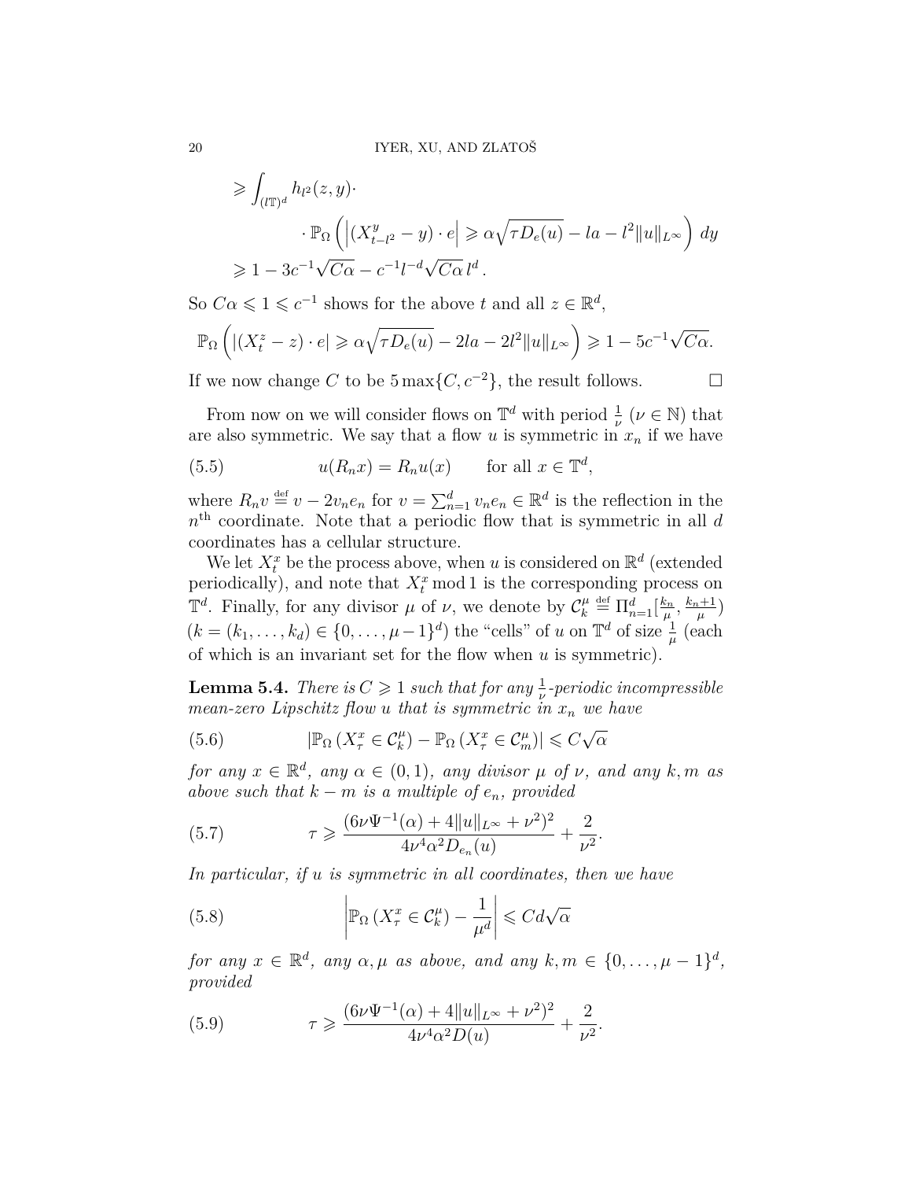$$
\begin{aligned}
&\geqslant \int_{(l\mathbb{T})^d} h_{l^2}(z,y) \cdot \\
&\qquad \cdot \mathbb{P}_\Omega\left( \left| (X^y_{t-l^2} - y)\cdot e \right| \geqslant \alpha\sqrt{\tau D_e(u)} - la - l^2\|u\|_{L^\infty} \right) dy \\
&\geqslant 1 - 3c^{-1}\sqrt{C\alpha} - c^{-1} l^{-d}\sqrt{C\alpha}\, l^d .
\end{aligned}
$$

So $C\alpha \leqslant 1 \leqslant c^{-1}$ shows for the above $t$ and all $z \in \mathbb{R}^d$,

$$
\mathbb{P}_\Omega\left( |(X^z_t - z)\cdot e| \geqslant \alpha\sqrt{\tau D_e(u)} - 2la - 2l^2\|u\|_{L^\infty} \right) \geqslant 1 - 5c^{-1}\sqrt{C\alpha}.
$$

If we now change $C$ to be $5\max\{C, c^{-2}\}$, the result follows. $\square$

From now on we will consider flows on $\mathbb{T}^d$ with period $\frac{1}{\nu}$ ($\nu \in \mathbb{N}$) that are also symmetric. We say that a flow $u$ is symmetric in $x_n$ if we have

$$
u(R_n x) = R_n u(x) \qquad \text{for all } x \in \mathbb{T}^d, \tag{5.5}
$$

where $R_n v \overset{\text{def}}{=} v - 2v_n e_n$ for $v = \sum_{n=1}^d v_n e_n \in \mathbb{R}^d$ is the reflection in the $n^{\text{th}}$ coordinate. Note that a periodic flow that is symmetric in all $d$ coordinates has a cellular structure.

We let $X^x_t$ be the process above, when $u$ is considered on $\mathbb{R}^d$ (extended periodically), and note that $X^x_t \bmod 1$ is the corresponding process on $\mathbb{T}^d$. Finally, for any divisor $\mu$ of $\nu$, we denote by $\mathcal{C}^\mu_k \overset{\text{def}}{=} \Pi_{n=1}^d [\frac{k_n}{\mu}, \frac{k_n+1}{\mu})$ ($k = (k_1, \ldots, k_d) \in \{0, \ldots, \mu-1\}^d$) the "cells" of $u$ on $\mathbb{T}^d$ of size $\frac{1}{\mu}$ (each of which is an invariant set for the flow when $u$ is symmetric).

**Lemma 5.4.** *There is $C \geqslant 1$ such that for any $\frac{1}{\nu}$-periodic incompressible mean-zero Lipschitz flow $u$ that is symmetric in $x_n$ we have*

$$
\left| \mathbb{P}_\Omega\left(X^x_\tau \in \mathcal{C}^\mu_k\right) - \mathbb{P}_\Omega\left(X^x_\tau \in \mathcal{C}^\mu_m\right) \right| \leqslant C\sqrt{\alpha} \tag{5.6}
$$

*for any $x \in \mathbb{R}^d$, any $\alpha \in (0,1)$, any divisor $\mu$ of $\nu$, and any $k, m$ as above such that $k - m$ is a multiple of $e_n$, provided*

$$
\tau \geqslant \frac{(6\nu\Psi^{-1}(\alpha) + 4\|u\|_{L^\infty} + \nu^2)^2}{4\nu^4\alpha^2 D_{e_n}(u)} + \frac{2}{\nu^2}. \tag{5.7}
$$

*In particular, if $u$ is symmetric in all coordinates, then we have*

$$
\left| \mathbb{P}_\Omega\left(X^x_\tau \in \mathcal{C}^\mu_k\right) - \frac{1}{\mu^d} \right| \leqslant Cd\sqrt{\alpha} \tag{5.8}
$$

*for any $x \in \mathbb{R}^d$, any $\alpha, \mu$ as above, and any $k, m \in \{0, \ldots, \mu-1\}^d$, provided*

$$
\tau \geqslant \frac{(6\nu\Psi^{-1}(\alpha) + 4\|u\|_{L^\infty} + \nu^2)^2}{4\nu^4\alpha^2 D(u)} + \frac{2}{\nu^2}. \tag{5.9}
$$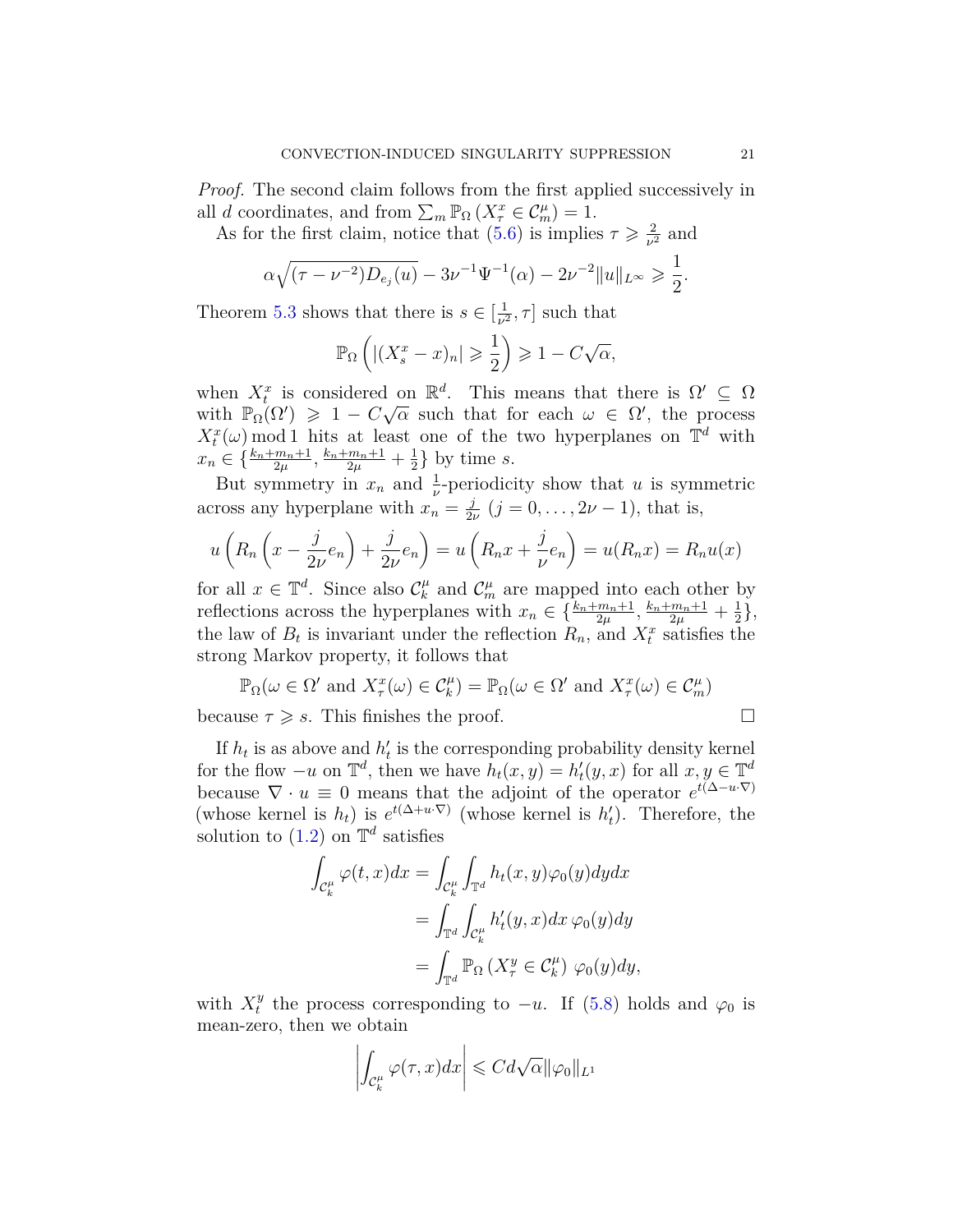*Proof.* The second claim follows from the first applied successively in all $d$ coordinates, and from $\sum_m \mathbb{P}_\Omega(X^x_\tau \in \mathcal{C}^\mu_m) = 1$.

As for the first claim, notice that (5.6) is implies $\tau \geqslant \frac{2}{\nu^2}$ and

$$\alpha\sqrt{(\tau - \nu^{-2})D_{e_j}(u)} - 3\nu^{-1}\Psi^{-1}(\alpha) - 2\nu^{-2}\|u\|_{L^\infty} \geqslant \frac{1}{2}.$$

Theorem 5.3 shows that there is $s \in [\frac{1}{\nu^2}, \tau]$ such that

$$\mathbb{P}_\Omega\left(|(X^x_s - x)_n| \geqslant \frac{1}{2}\right) \geqslant 1 - C\sqrt{\alpha},$$

when $X^x_t$ is considered on $\mathbb{R}^d$. This means that there is $\Omega' \subseteq \Omega$ with $\mathbb{P}_\Omega(\Omega') \geqslant 1 - C\sqrt{\alpha}$ such that for each $\omega \in \Omega'$, the process $X^x_t(\omega) \bmod 1$ hits at least one of the two hyperplanes on $\mathbb{T}^d$ with $x_n \in \{\frac{k_n+m_n+1}{2\mu}, \frac{k_n+m_n+1}{2\mu} + \frac{1}{2}\}$ by time $s$.

But symmetry in $x_n$ and $\frac{1}{\nu}$-periodicity show that $u$ is symmetric across any hyperplane with $x_n = \frac{j}{2\nu}$ ($j = 0, \dots, 2\nu - 1$), that is,

$$u\left(R_n\left(x - \frac{j}{2\nu}e_n\right) + \frac{j}{2\nu}e_n\right) = u\left(R_n x + \frac{j}{\nu}e_n\right) = u(R_n x) = R_n u(x)$$

for all $x \in \mathbb{T}^d$. Since also $\mathcal{C}^\mu_k$ and $\mathcal{C}^\mu_m$ are mapped into each other by reflections across the hyperplanes with $x_n \in \{\frac{k_n+m_n+1}{2\mu}, \frac{k_n+m_n+1}{2\mu} + \frac{1}{2}\}$, the law of $B_t$ is invariant under the reflection $R_n$, and $X^x_t$ satisfies the strong Markov property, it follows that

$$\mathbb{P}_\Omega(\omega \in \Omega' \text{ and } X^x_\tau(\omega) \in \mathcal{C}^\mu_k) = \mathbb{P}_\Omega(\omega \in \Omega' \text{ and } X^x_\tau(\omega) \in \mathcal{C}^\mu_m)$$

because $\tau \geqslant s$. This finishes the proof. $\square$

If $h_t$ is as above and $h'_t$ is the corresponding probability density kernel for the flow $-u$ on $\mathbb{T}^d$, then we have $h_t(x, y) = h'_t(y, x)$ for all $x, y \in \mathbb{T}^d$ because $\nabla \cdot u \equiv 0$ means that the adjoint of the operator $e^{t(\Delta - u\cdot\nabla)}$ (whose kernel is $h_t$) is $e^{t(\Delta + u\cdot\nabla)}$ (whose kernel is $h'_t$). Therefore, the solution to (1.2) on $\mathbb{T}^d$ satisfies

$$\begin{aligned}
\int_{\mathcal{C}^\mu_k} \varphi(t, x)dx &= \int_{\mathcal{C}^\mu_k}\int_{\mathbb{T}^d} h_t(x, y)\varphi_0(y)dydx \\
&= \int_{\mathbb{T}^d}\int_{\mathcal{C}^\mu_k} h'_t(y, x)dx\, \varphi_0(y)dy \\
&= \int_{\mathbb{T}^d} \mathbb{P}_\Omega\left(X^y_\tau \in \mathcal{C}^\mu_k\right)\, \varphi_0(y)dy,
\end{aligned}$$

with $X^y_t$ the process corresponding to $-u$. If (5.8) holds and $\varphi_0$ is mean-zero, then we obtain

$$\left|\int_{\mathcal{C}^\mu_k} \varphi(\tau, x)dx\right| \leqslant Cd\sqrt{\alpha}\|\varphi_0\|_{L^1}$$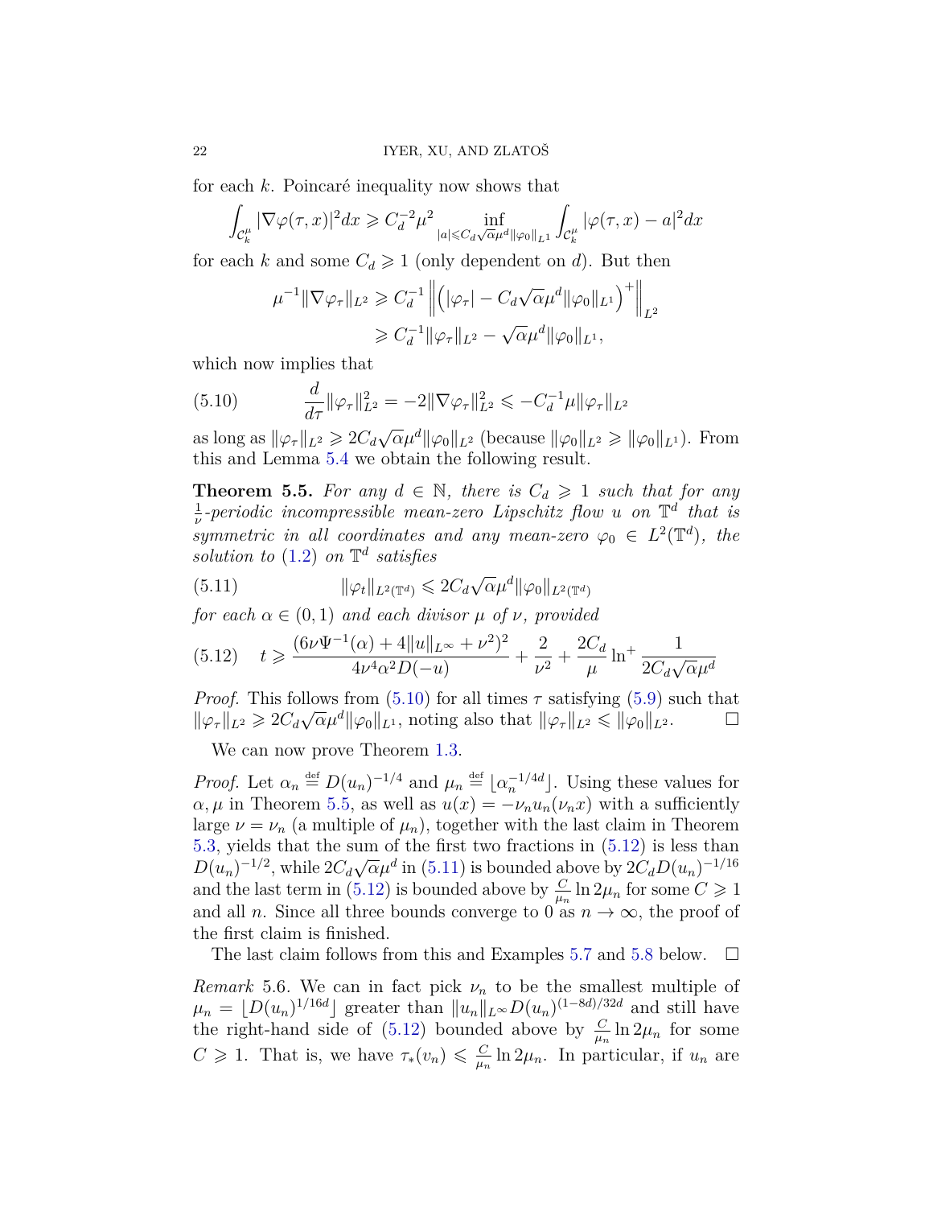for each $k$. Poincaré inequality now shows that

$$\int_{\mathcal{C}_k^\mu} |\nabla \varphi(\tau, x)|^2 dx \geqslant C_d^{-2} \mu^2 \inf_{|a| \leqslant C_d \sqrt{\alpha} \mu^d \|\varphi_0\|_{L^1}} \int_{\mathcal{C}_k^\mu} |\varphi(\tau, x) - a|^2 dx$$

for each $k$ and some $C_d \geqslant 1$ (only dependent on $d$). But then

$$\begin{aligned}
\mu^{-1} \|\nabla \varphi_\tau\|_{L^2} &\geqslant C_d^{-1} \left\| \left( |\varphi_\tau| - C_d \sqrt{\alpha} \mu^d \|\varphi_0\|_{L^1} \right)^+ \right\|_{L^2} \\
&\geqslant C_d^{-1} \|\varphi_\tau\|_{L^2} - \sqrt{\alpha} \mu^d \|\varphi_0\|_{L^1},
\end{aligned}$$

which now implies that

$$\frac{d}{d\tau} \|\varphi_\tau\|_{L^2}^2 = -2 \|\nabla \varphi_\tau\|_{L^2}^2 \leqslant -C_d^{-1} \mu \|\varphi_\tau\|_{L^2} \tag{5.10}$$

as long as $\|\varphi_\tau\|_{L^2} \geqslant 2C_d \sqrt{\alpha} \mu^d \|\varphi_0\|_{L^2}$ (because $\|\varphi_0\|_{L^2} \geqslant \|\varphi_0\|_{L^1}$). From this and Lemma 5.4 we obtain the following result.

**Theorem 5.5.** *For any $d \in \mathbb{N}$, there is $C_d \geqslant 1$ such that for any $\frac{1}{\nu}$-periodic incompressible mean-zero Lipschitz flow $u$ on $\mathbb{T}^d$ that is symmetric in all coordinates and any mean-zero $\varphi_0 \in L^2(\mathbb{T}^d)$, the solution to (1.2) on $\mathbb{T}^d$ satisfies*

$$\|\varphi_t\|_{L^2(\mathbb{T}^d)} \leqslant 2C_d \sqrt{\alpha} \mu^d \|\varphi_0\|_{L^2(\mathbb{T}^d)} \tag{5.11}$$

*for each $\alpha \in (0,1)$ and each divisor $\mu$ of $\nu$, provided*

$$t \geqslant \frac{(6\nu \Psi^{-1}(\alpha) + 4\|u\|_{L^\infty} + \nu^2)^2}{4\nu^4 \alpha^2 D(-u)} + \frac{2}{\nu^2} + \frac{2C_d}{\mu} \ln^+ \frac{1}{2C_d \sqrt{\alpha} \mu^d} \tag{5.12}$$

*Proof.* This follows from (5.10) for all times $\tau$ satisfying (5.9) such that $\|\varphi_\tau\|_{L^2} \geqslant 2C_d \sqrt{\alpha} \mu^d \|\varphi_0\|_{L^1}$, noting also that $\|\varphi_\tau\|_{L^2} \leqslant \|\varphi_0\|_{L^2}$. $\square$

We can now prove Theorem 1.3.

*Proof.* Let $\alpha_n \stackrel{\text{def}}{=} D(u_n)^{-1/4}$ and $\mu_n \stackrel{\text{def}}{=} \lfloor \alpha_n^{-1/4d} \rfloor$. Using these values for $\alpha, \mu$ in Theorem 5.5, as well as $u(x) = -\nu_n u_n(\nu_n x)$ with a sufficiently large $\nu = \nu_n$ (a multiple of $\mu_n$), together with the last claim in Theorem 5.3, yields that the sum of the first two fractions in (5.12) is less than $D(u_n)^{-1/2}$, while $2C_d \sqrt{\alpha} \mu^d$ in (5.11) is bounded above by $2C_d D(u_n)^{-1/16}$ and the last term in (5.12) is bounded above by $\frac{C}{\mu_n} \ln 2\mu_n$ for some $C \geqslant 1$ and all $n$. Since all three bounds converge to 0 as $n \to \infty$, the proof of the first claim is finished.

The last claim follows from this and Examples 5.7 and 5.8 below. $\square$

*Remark* 5.6. We can in fact pick $\nu_n$ to be the smallest multiple of $\mu_n = \lfloor D(u_n)^{1/16d} \rfloor$ greater than $\|u_n\|_{L^\infty} D(u_n)^{(1-8d)/32d}$ and still have the right-hand side of (5.12) bounded above by $\frac{C}{\mu_n} \ln 2\mu_n$ for some $C \geqslant 1$. That is, we have $\tau_*(v_n) \leqslant \frac{C}{\mu_n} \ln 2\mu_n$. In particular, if $u_n$ are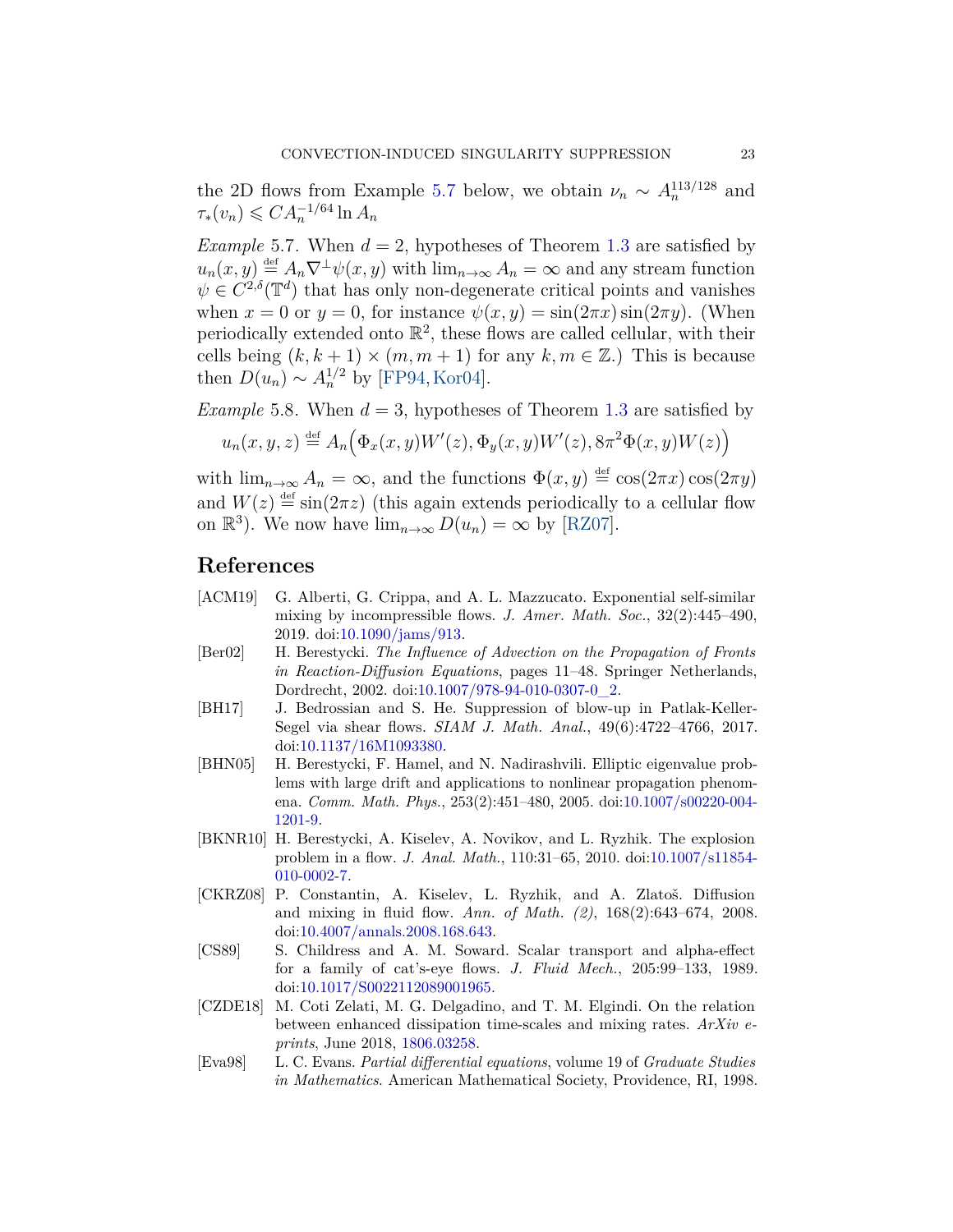the 2D flows from Example 5.7 below, we obtain $\nu_n \sim A_n^{113/128}$ and $\tau_*(v_n) \leqslant C A_n^{-1/64} \ln A_n$

*Example* 5.7. When $d = 2$, hypotheses of Theorem 1.3 are satisfied by $u_n(x, y) \stackrel{\text{def}}{=} A_n \nabla^\perp \psi(x, y)$ with $\lim_{n\to\infty} A_n = \infty$ and any stream function $\psi \in C^{2,\delta}(\mathbb{T}^d)$ that has only non-degenerate critical points and vanishes when $x = 0$ or $y = 0$, for instance $\psi(x, y) = \sin(2\pi x)\sin(2\pi y)$. (When periodically extended onto $\mathbb{R}^2$, these flows are called cellular, with their cells being $(k, k+1) \times (m, m+1)$ for any $k, m \in \mathbb{Z}$.) This is because then $D(u_n) \sim A_n^{1/2}$ by [FP94, Kor04].

*Example* 5.8. When $d = 3$, hypotheses of Theorem 1.3 are satisfied by

$$u_n(x, y, z) \stackrel{\text{def}}{=} A_n\Big(\Phi_x(x, y)W'(z), \Phi_y(x, y)W'(z), 8\pi^2\Phi(x, y)W(z)\Big)$$

with $\lim_{n\to\infty} A_n = \infty$, and the functions $\Phi(x, y) \stackrel{\text{def}}{=} \cos(2\pi x)\cos(2\pi y)$ and $W(z) \stackrel{\text{def}}{=} \sin(2\pi z)$ (this again extends periodically to a cellular flow on $\mathbb{R}^3$). We now have $\lim_{n\to\infty} D(u_n) = \infty$ by [RZ07].

# References

[ACM19] G. Alberti, G. Crippa, and A. L. Mazzucato. Exponential self-similar mixing by incompressible flows. *J. Amer. Math. Soc.*, 32(2):445–490, 2019. doi:10.1090/jams/913.

[Ber02] H. Berestycki. *The Influence of Advection on the Propagation of Fronts in Reaction-Diffusion Equations*, pages 11–48. Springer Netherlands, Dordrecht, 2002. doi:10.1007/978-94-010-0307-0_2.

[BH17] J. Bedrossian and S. He. Suppression of blow-up in Patlak-Keller-Segel via shear flows. *SIAM J. Math. Anal.*, 49(6):4722–4766, 2017. doi:10.1137/16M1093380.

[BHN05] H. Berestycki, F. Hamel, and N. Nadirashvili. Elliptic eigenvalue problems with large drift and applications to nonlinear propagation phenomena. *Comm. Math. Phys.*, 253(2):451–480, 2005. doi:10.1007/s00220-004-1201-9.

[BKNR10] H. Berestycki, A. Kiselev, A. Novikov, and L. Ryzhik. The explosion problem in a flow. *J. Anal. Math.*, 110:31–65, 2010. doi:10.1007/s11854-010-0002-7.

[CKRZ08] P. Constantin, A. Kiselev, L. Ryzhik, and A. Zlatoš. Diffusion and mixing in fluid flow. *Ann. of Math. (2)*, 168(2):643–674, 2008. doi:10.4007/annals.2008.168.643.

[CS89] S. Childress and A. M. Soward. Scalar transport and alpha-effect for a family of cat's-eye flows. *J. Fluid Mech.*, 205:99–133, 1989. doi:10.1017/S0022112089001965.

[CZDE18] M. Coti Zelati, M. G. Delgadino, and T. M. Elgindi. On the relation between enhanced dissipation time-scales and mixing rates. *ArXiv e-prints*, June 2018, 1806.03258.

[Eva98] L. C. Evans. *Partial differential equations*, volume 19 of *Graduate Studies in Mathematics*. American Mathematical Society, Providence, RI, 1998.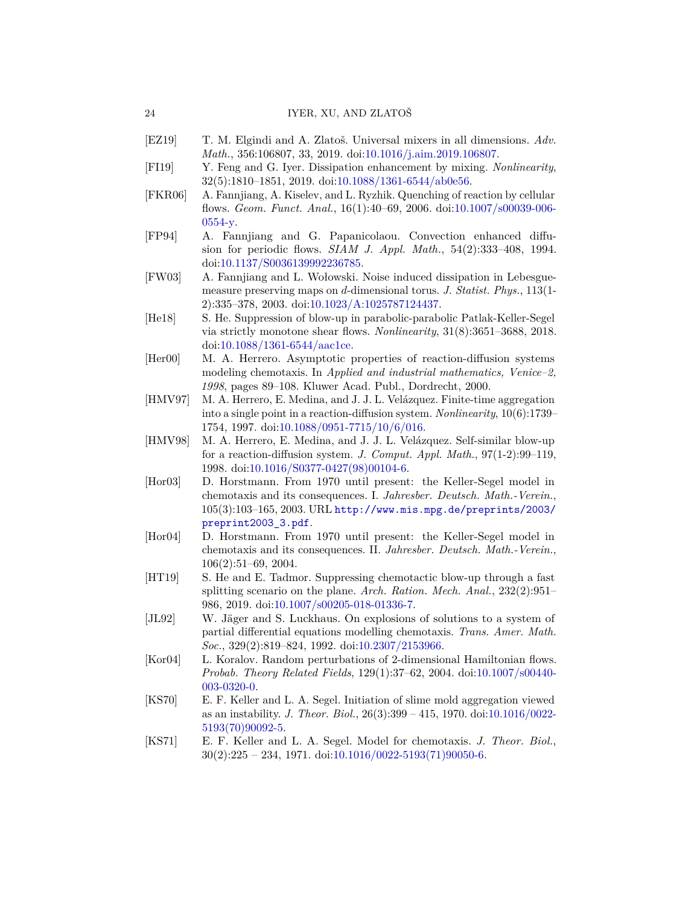[EZ19] T. M. Elgindi and A. Zlatoš. Universal mixers in all dimensions. *Adv. Math.*, 356:106807, 33, 2019. doi:10.1016/j.aim.2019.106807.

[FI19] Y. Feng and G. Iyer. Dissipation enhancement by mixing. *Nonlinearity*, 32(5):1810–1851, 2019. doi:10.1088/1361-6544/ab0e56.

[FKR06] A. Fannjiang, A. Kiselev, and L. Ryzhik. Quenching of reaction by cellular flows. *Geom. Funct. Anal.*, 16(1):40–69, 2006. doi:10.1007/s00039-006-0554-y.

[FP94] A. Fannjiang and G. Papanicolaou. Convection enhanced diffusion for periodic flows. *SIAM J. Appl. Math.*, 54(2):333–408, 1994. doi:10.1137/S0036139992236785.

[FW03] A. Fannjiang and L. Wołowski. Noise induced dissipation in Lebesgue-measure preserving maps on $d$-dimensional torus. *J. Statist. Phys.*, 113(1-2):335–378, 2003. doi:10.1023/A:1025787124437.

[He18] S. He. Suppression of blow-up in parabolic-parabolic Patlak-Keller-Segel via strictly monotone shear flows. *Nonlinearity*, 31(8):3651–3688, 2018. doi:10.1088/1361-6544/aac1ce.

[Her00] M. A. Herrero. Asymptotic properties of reaction-diffusion systems modeling chemotaxis. In *Applied and industrial mathematics, Venice–2, 1998*, pages 89–108. Kluwer Acad. Publ., Dordrecht, 2000.

[HMV97] M. A. Herrero, E. Medina, and J. J. L. Velázquez. Finite-time aggregation into a single point in a reaction-diffusion system. *Nonlinearity*, 10(6):1739–1754, 1997. doi:10.1088/0951-7715/10/6/016.

[HMV98] M. A. Herrero, E. Medina, and J. J. L. Velázquez. Self-similar blow-up for a reaction-diffusion system. *J. Comput. Appl. Math.*, 97(1-2):99–119, 1998. doi:10.1016/S0377-0427(98)00104-6.

[Hor03] D. Horstmann. From 1970 until present: the Keller-Segel model in chemotaxis and its consequences. I. *Jahresber. Deutsch. Math.-Verein.*, 105(3):103–165, 2003. URL `http://www.mis.mpg.de/preprints/2003/preprint2003_3.pdf`.

[Hor04] D. Horstmann. From 1970 until present: the Keller-Segel model in chemotaxis and its consequences. II. *Jahresber. Deutsch. Math.-Verein.*, 106(2):51–69, 2004.

[HT19] S. He and E. Tadmor. Suppressing chemotactic blow-up through a fast splitting scenario on the plane. *Arch. Ration. Mech. Anal.*, 232(2):951–986, 2019. doi:10.1007/s00205-018-01336-7.

[JL92] W. Jäger and S. Luckhaus. On explosions of solutions to a system of partial differential equations modelling chemotaxis. *Trans. Amer. Math. Soc.*, 329(2):819–824, 1992. doi:10.2307/2153966.

[Kor04] L. Koralov. Random perturbations of 2-dimensional Hamiltonian flows. *Probab. Theory Related Fields*, 129(1):37–62, 2004. doi:10.1007/s00440-003-0320-0.

[KS70] E. F. Keller and L. A. Segel. Initiation of slime mold aggregation viewed as an instability. *J. Theor. Biol.*, 26(3):399 – 415, 1970. doi:10.1016/0022-5193(70)90092-5.

[KS71] E. F. Keller and L. A. Segel. Model for chemotaxis. *J. Theor. Biol.*, 30(2):225 – 234, 1971. doi:10.1016/0022-5193(71)90050-6.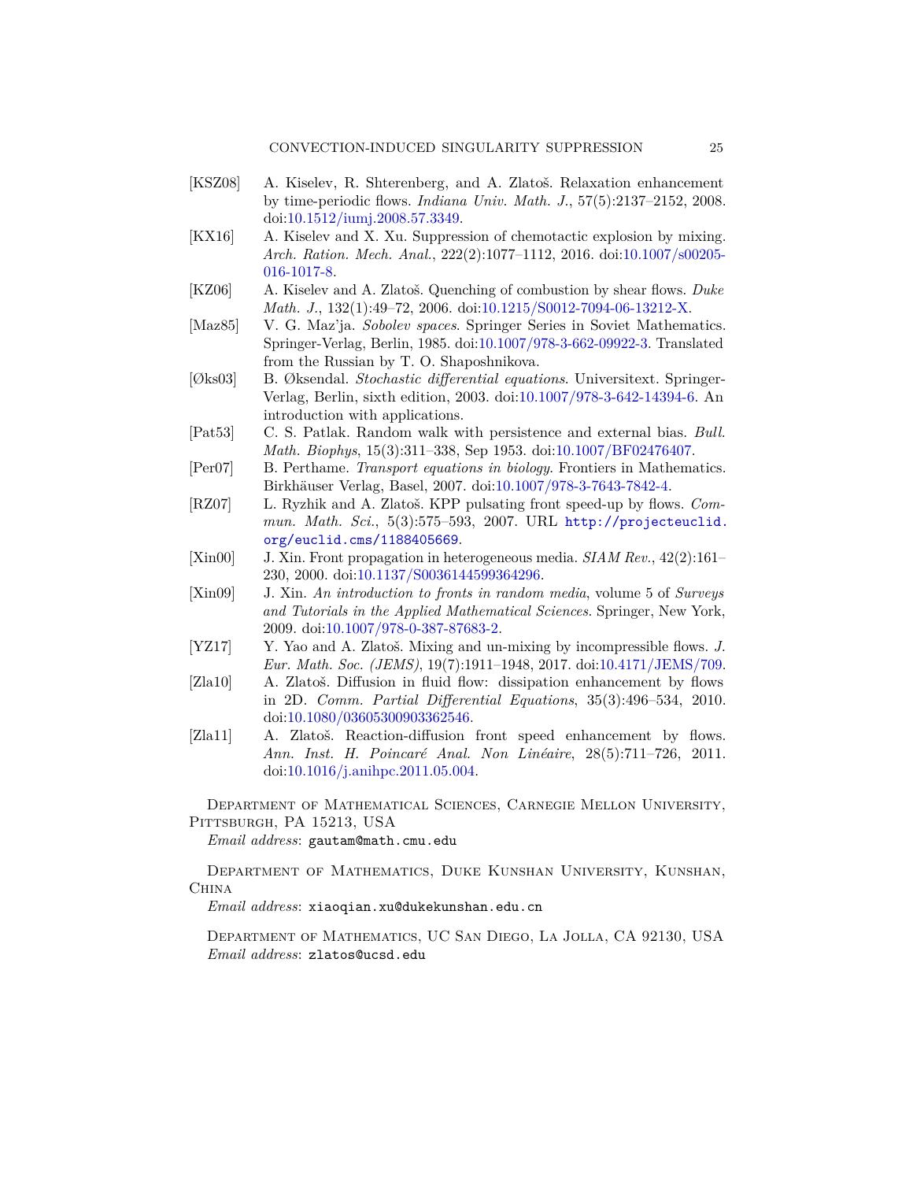[KSZ08] A. Kiselev, R. Shterenberg, and A. Zlatoš. Relaxation enhancement by time-periodic flows. *Indiana Univ. Math. J.*, 57(5):2137–2152, 2008. doi:10.1512/iumj.2008.57.3349.

[KX16] A. Kiselev and X. Xu. Suppression of chemotactic explosion by mixing. *Arch. Ration. Mech. Anal.*, 222(2):1077–1112, 2016. doi:10.1007/s00205-016-1017-8.

[KZ06] A. Kiselev and A. Zlatoš. Quenching of combustion by shear flows. *Duke Math. J.*, 132(1):49–72, 2006. doi:10.1215/S0012-7094-06-13212-X.

[Maz85] V. G. Maz'ja. *Sobolev spaces*. Springer Series in Soviet Mathematics. Springer-Verlag, Berlin, 1985. doi:10.1007/978-3-662-09922-3. Translated from the Russian by T. O. Shaposhnikova.

[Øks03] B. Øksendal. *Stochastic differential equations*. Universitext. Springer-Verlag, Berlin, sixth edition, 2003. doi:10.1007/978-3-642-14394-6. An introduction with applications.

[Pat53] C. S. Patlak. Random walk with persistence and external bias. *Bull. Math. Biophys*, 15(3):311–338, Sep 1953. doi:10.1007/BF02476407.

[Per07] B. Perthame. *Transport equations in biology*. Frontiers in Mathematics. Birkhäuser Verlag, Basel, 2007. doi:10.1007/978-3-7643-7842-4.

[RZ07] L. Ryzhik and A. Zlatoš. KPP pulsating front speed-up by flows. *Commun. Math. Sci.*, 5(3):575–593, 2007. URL `http://projecteuclid.org/euclid.cms/1188405669`.

[Xin00] J. Xin. Front propagation in heterogeneous media. *SIAM Rev.*, 42(2):161–230, 2000. doi:10.1137/S0036144599364296.

[Xin09] J. Xin. *An introduction to fronts in random media*, volume 5 of *Surveys and Tutorials in the Applied Mathematical Sciences*. Springer, New York, 2009. doi:10.1007/978-0-387-87683-2.

[YZ17] Y. Yao and A. Zlatoš. Mixing and un-mixing by incompressible flows. *J. Eur. Math. Soc. (JEMS)*, 19(7):1911–1948, 2017. doi:10.4171/JEMS/709.

[Zla10] A. Zlatoš. Diffusion in fluid flow: dissipation enhancement by flows in 2D. *Comm. Partial Differential Equations*, 35(3):496–534, 2010. doi:10.1080/03605300903362546.

[Zla11] A. Zlatoš. Reaction-diffusion front speed enhancement by flows. *Ann. Inst. H. Poincaré Anal. Non Linéaire*, 28(5):711–726, 2011. doi:10.1016/j.anihpc.2011.05.004.

Department of Mathematical Sciences, Carnegie Mellon University, Pittsburgh, PA 15213, USA
*Email address*: `gautam@math.cmu.edu`

Department of Mathematics, Duke Kunshan University, Kunshan, China
*Email address*: `xiaoqian.xu@dukekunshan.edu.cn`

Department of Mathematics, UC San Diego, La Jolla, CA 92130, USA
*Email address*: `zlatos@ucsd.edu`